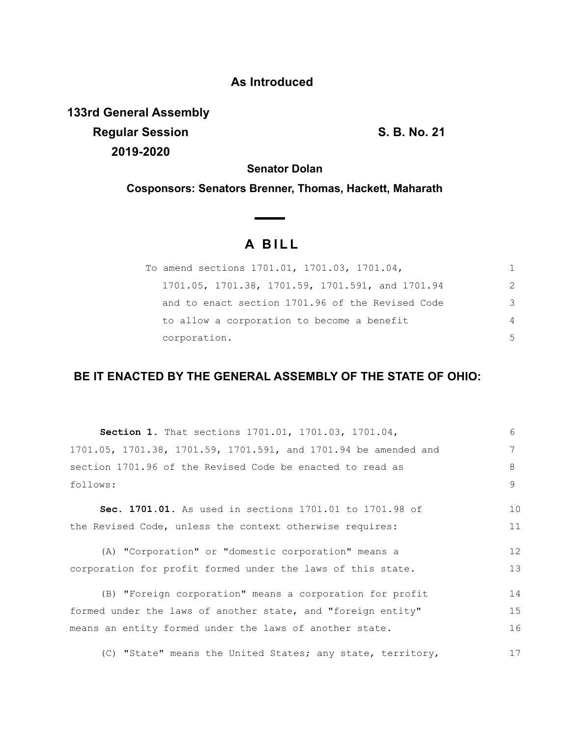**As Introduced**

**133rd General Assembly**
**Regular Session** **S. B. No. 21**
**2019-2020**

**Senator Dolan**

**Cosponsors: Senators Brenner, Thomas, Hackett, Maharath**

## A BILL

To amend sections 1701.01, 1701.03, 1701.04, 1701.05, 1701.38, 1701.59, 1701.591, and 1701.94 and to enact section 1701.96 of the Revised Code to allow a corporation to become a benefit corporation.

**BE IT ENACTED BY THE GENERAL ASSEMBLY OF THE STATE OF OHIO:**

**Section 1.** That sections 1701.01, 1701.03, 1701.04, 1701.05, 1701.38, 1701.59, 1701.591, and 1701.94 be amended and section 1701.96 of the Revised Code be enacted to read as follows:

**Sec. 1701.01.** As used in sections 1701.01 to 1701.98 of the Revised Code, unless the context otherwise requires:

(A) "Corporation" or "domestic corporation" means a corporation for profit formed under the laws of this state.

(B) "Foreign corporation" means a corporation for profit formed under the laws of another state, and "foreign entity" means an entity formed under the laws of another state.

(C) "State" means the United States; any state, territory,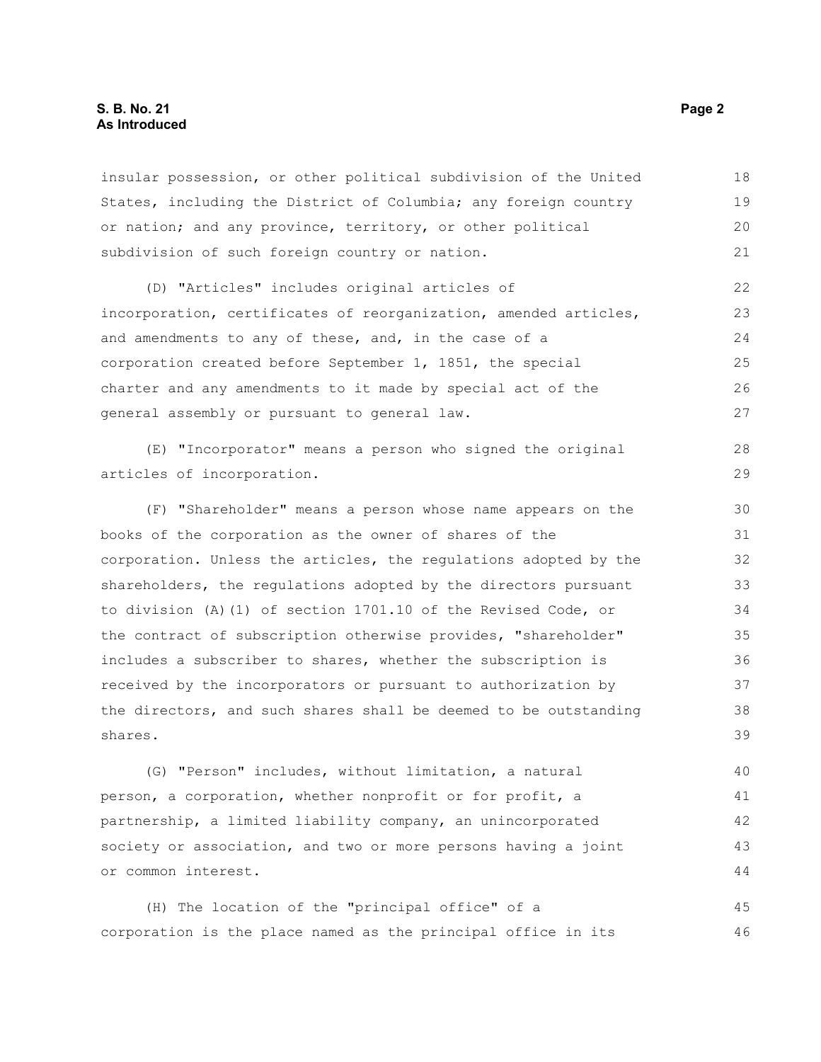insular possession, or other political subdivision of the United States, including the District of Columbia; any foreign country or nation; and any province, territory, or other political subdivision of such foreign country or nation.

(D) "Articles" includes original articles of incorporation, certificates of reorganization, amended articles, and amendments to any of these, and, in the case of a corporation created before September 1, 1851, the special charter and any amendments to it made by special act of the general assembly or pursuant to general law.

(E) "Incorporator" means a person who signed the original articles of incorporation.

(F) "Shareholder" means a person whose name appears on the books of the corporation as the owner of shares of the corporation. Unless the articles, the regulations adopted by the shareholders, the regulations adopted by the directors pursuant to division (A)(1) of section 1701.10 of the Revised Code, or the contract of subscription otherwise provides, "shareholder" includes a subscriber to shares, whether the subscription is received by the incorporators or pursuant to authorization by the directors, and such shares shall be deemed to be outstanding shares.

(G) "Person" includes, without limitation, a natural person, a corporation, whether nonprofit or for profit, a partnership, a limited liability company, an unincorporated society or association, and two or more persons having a joint or common interest.

(H) The location of the "principal office" of a corporation is the place named as the principal office in its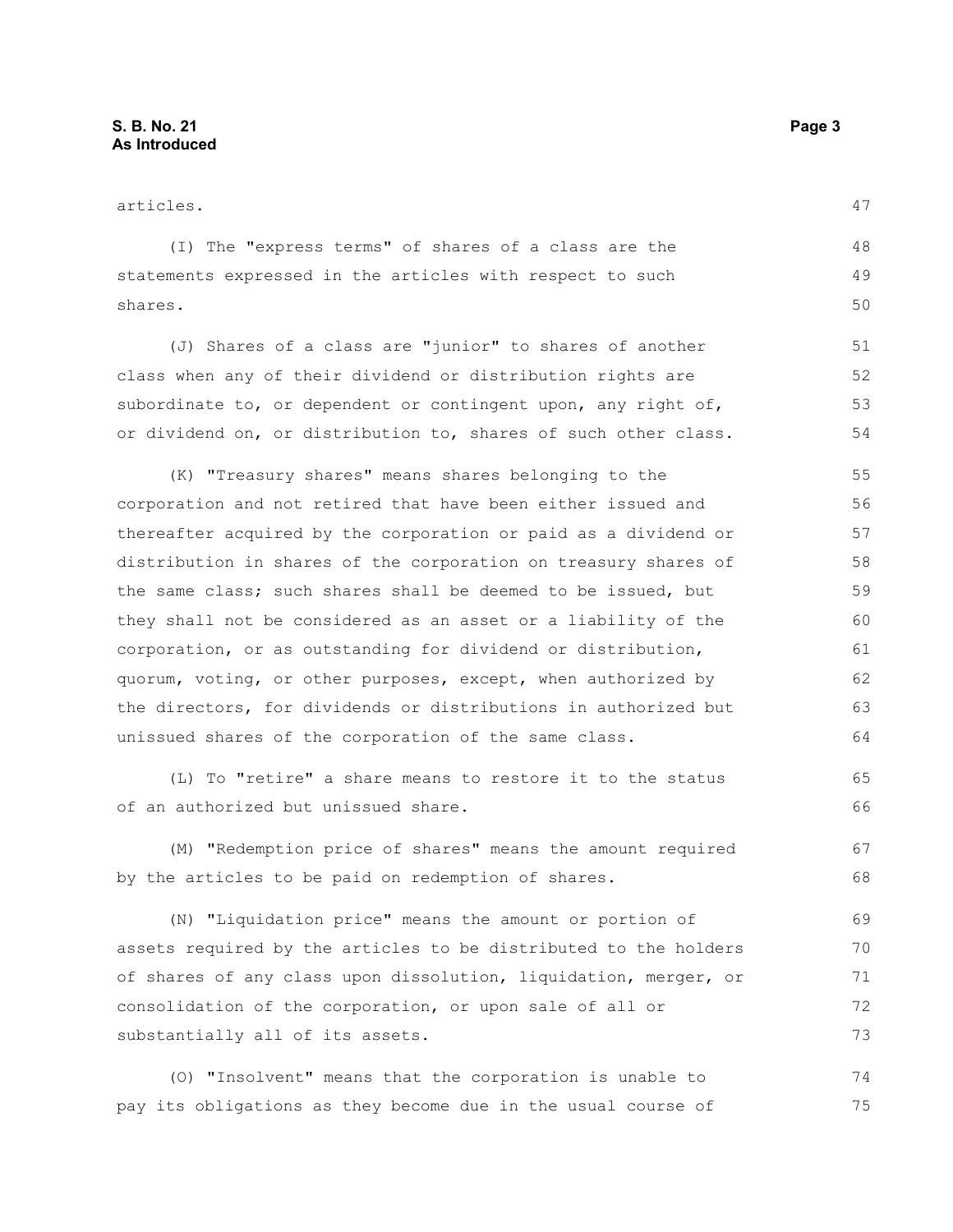articles.

(I) The "express terms" of shares of a class are the statements expressed in the articles with respect to such shares.

(J) Shares of a class are "junior" to shares of another class when any of their dividend or distribution rights are subordinate to, or dependent or contingent upon, any right of, or dividend on, or distribution to, shares of such other class.

(K) "Treasury shares" means shares belonging to the corporation and not retired that have been either issued and thereafter acquired by the corporation or paid as a dividend or distribution in shares of the corporation on treasury shares of the same class; such shares shall be deemed to be issued, but they shall not be considered as an asset or a liability of the corporation, or as outstanding for dividend or distribution, quorum, voting, or other purposes, except, when authorized by the directors, for dividends or distributions in authorized but unissued shares of the corporation of the same class.

(L) To "retire" a share means to restore it to the status of an authorized but unissued share.

(M) "Redemption price of shares" means the amount required by the articles to be paid on redemption of shares.

(N) "Liquidation price" means the amount or portion of assets required by the articles to be distributed to the holders of shares of any class upon dissolution, liquidation, merger, or consolidation of the corporation, or upon sale of all or substantially all of its assets.

(O) "Insolvent" means that the corporation is unable to pay its obligations as they become due in the usual course of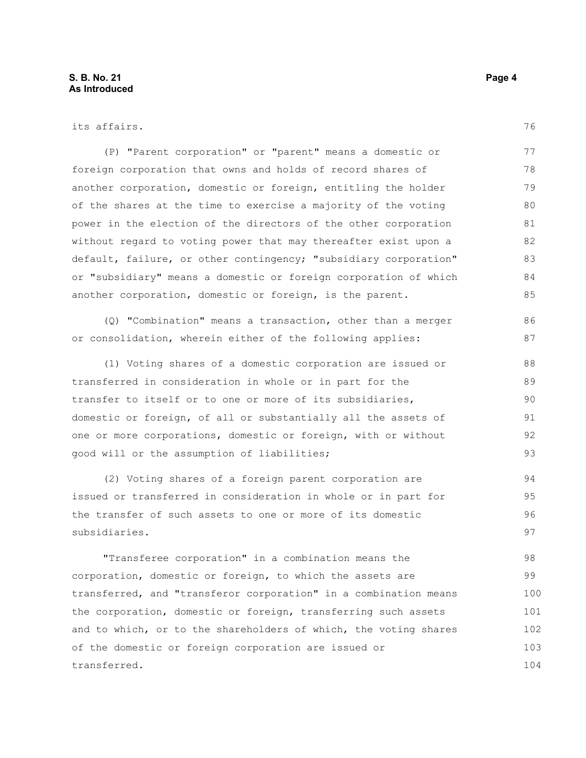its affairs.

(P) "Parent corporation" or "parent" means a domestic or foreign corporation that owns and holds of record shares of another corporation, domestic or foreign, entitling the holder of the shares at the time to exercise a majority of the voting power in the election of the directors of the other corporation without regard to voting power that may thereafter exist upon a default, failure, or other contingency; "subsidiary corporation" or "subsidiary" means a domestic or foreign corporation of which another corporation, domestic or foreign, is the parent.

(Q) "Combination" means a transaction, other than a merger or consolidation, wherein either of the following applies:

(1) Voting shares of a domestic corporation are issued or transferred in consideration in whole or in part for the transfer to itself or to one or more of its subsidiaries, domestic or foreign, of all or substantially all the assets of one or more corporations, domestic or foreign, with or without good will or the assumption of liabilities;

(2) Voting shares of a foreign parent corporation are issued or transferred in consideration in whole or in part for the transfer of such assets to one or more of its domestic subsidiaries.

"Transferee corporation" in a combination means the corporation, domestic or foreign, to which the assets are transferred, and "transferor corporation" in a combination means the corporation, domestic or foreign, transferring such assets and to which, or to the shareholders of which, the voting shares of the domestic or foreign corporation are issued or transferred.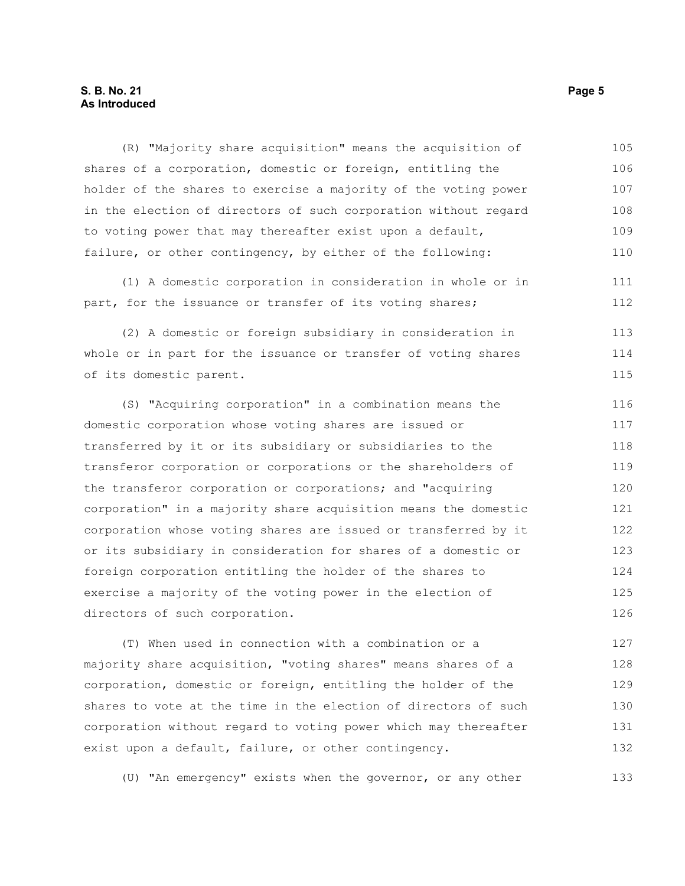(R) "Majority share acquisition" means the acquisition of shares of a corporation, domestic or foreign, entitling the holder of the shares to exercise a majority of the voting power in the election of directors of such corporation without regard to voting power that may thereafter exist upon a default, failure, or other contingency, by either of the following:

(1) A domestic corporation in consideration in whole or in part, for the issuance or transfer of its voting shares;

(2) A domestic or foreign subsidiary in consideration in whole or in part for the issuance or transfer of voting shares of its domestic parent.

(S) "Acquiring corporation" in a combination means the domestic corporation whose voting shares are issued or transferred by it or its subsidiary or subsidiaries to the transferor corporation or corporations or the shareholders of the transferor corporation or corporations; and "acquiring corporation" in a majority share acquisition means the domestic corporation whose voting shares are issued or transferred by it or its subsidiary in consideration for shares of a domestic or foreign corporation entitling the holder of the shares to exercise a majority of the voting power in the election of directors of such corporation.

(T) When used in connection with a combination or a majority share acquisition, "voting shares" means shares of a corporation, domestic or foreign, entitling the holder of the shares to vote at the time in the election of directors of such corporation without regard to voting power which may thereafter exist upon a default, failure, or other contingency.

(U) "An emergency" exists when the governor, or any other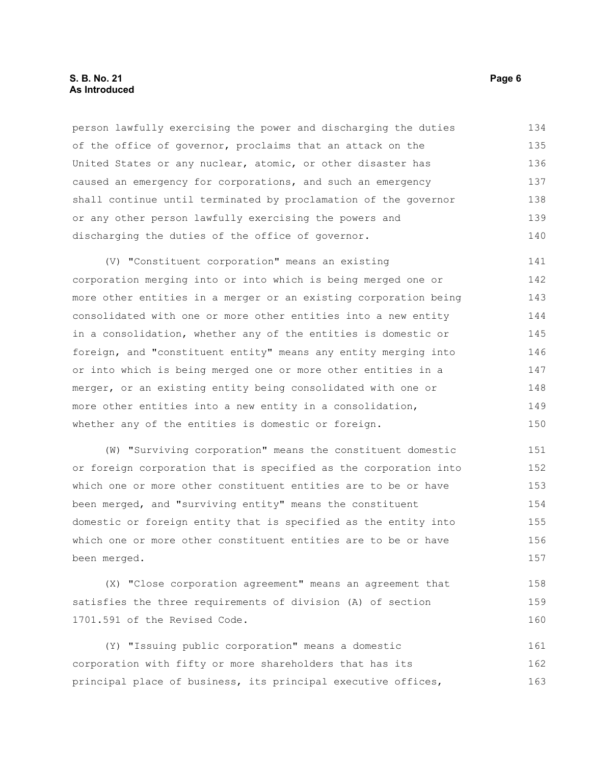person lawfully exercising the power and discharging the duties of the office of governor, proclaims that an attack on the United States or any nuclear, atomic, or other disaster has caused an emergency for corporations, and such an emergency shall continue until terminated by proclamation of the governor or any other person lawfully exercising the powers and discharging the duties of the office of governor.

(V) "Constituent corporation" means an existing corporation merging into or into which is being merged one or more other entities in a merger or an existing corporation being consolidated with one or more other entities into a new entity in a consolidation, whether any of the entities is domestic or foreign, and "constituent entity" means any entity merging into or into which is being merged one or more other entities in a merger, or an existing entity being consolidated with one or more other entities into a new entity in a consolidation, whether any of the entities is domestic or foreign.

(W) "Surviving corporation" means the constituent domestic or foreign corporation that is specified as the corporation into which one or more other constituent entities are to be or have been merged, and "surviving entity" means the constituent domestic or foreign entity that is specified as the entity into which one or more other constituent entities are to be or have been merged.

(X) "Close corporation agreement" means an agreement that satisfies the three requirements of division (A) of section 1701.591 of the Revised Code.

(Y) "Issuing public corporation" means a domestic corporation with fifty or more shareholders that has its principal place of business, its principal executive offices,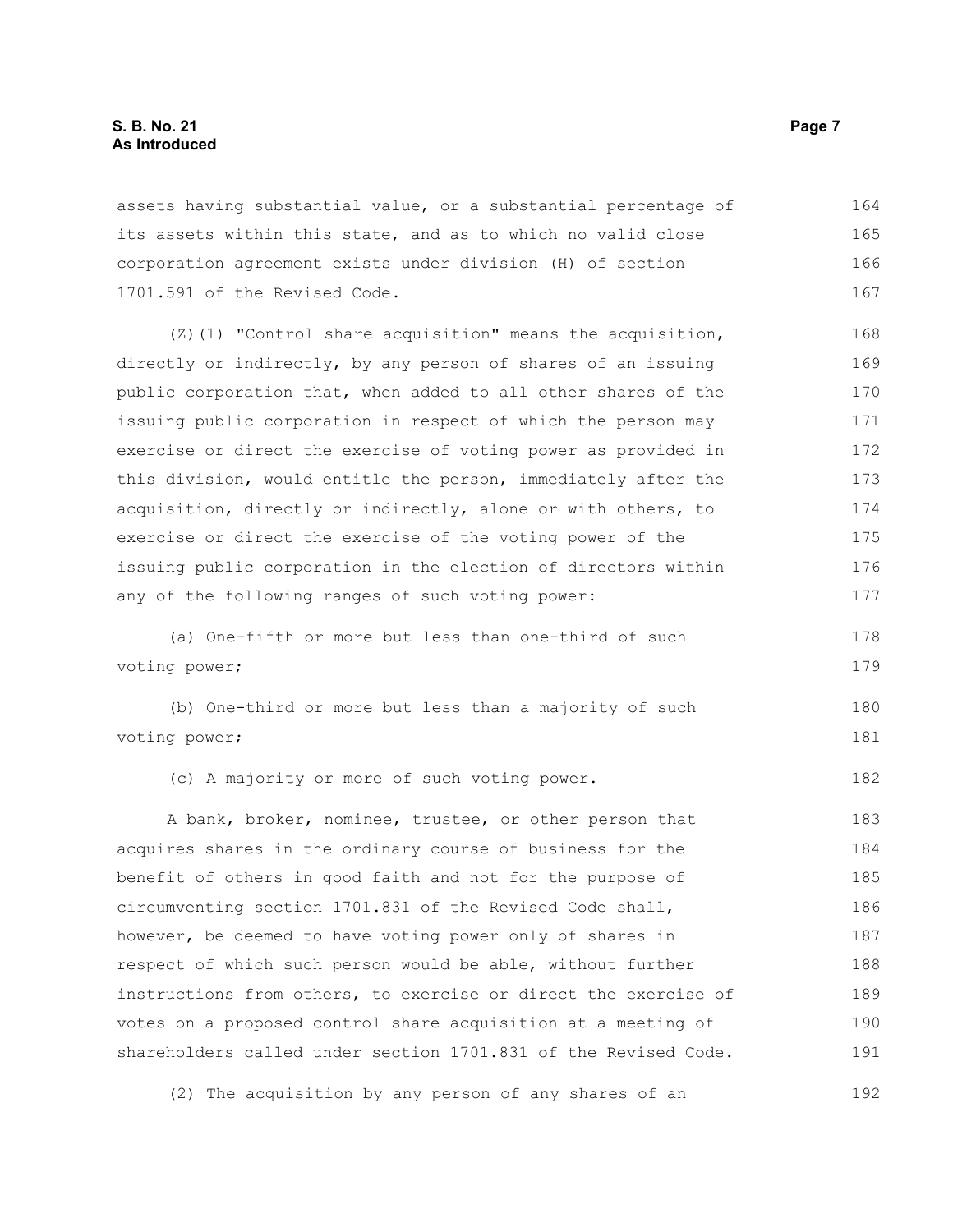assets having substantial value, or a substantial percentage of its assets within this state, and as to which no valid close corporation agreement exists under division (H) of section 1701.591 of the Revised Code.

(Z)(1) "Control share acquisition" means the acquisition, directly or indirectly, by any person of shares of an issuing public corporation that, when added to all other shares of the issuing public corporation in respect of which the person may exercise or direct the exercise of voting power as provided in this division, would entitle the person, immediately after the acquisition, directly or indirectly, alone or with others, to exercise or direct the exercise of the voting power of the issuing public corporation in the election of directors within any of the following ranges of such voting power:

(a) One-fifth or more but less than one-third of such voting power;

(b) One-third or more but less than a majority of such voting power;

(c) A majority or more of such voting power.

A bank, broker, nominee, trustee, or other person that acquires shares in the ordinary course of business for the benefit of others in good faith and not for the purpose of circumventing section 1701.831 of the Revised Code shall, however, be deemed to have voting power only of shares in respect of which such person would be able, without further instructions from others, to exercise or direct the exercise of votes on a proposed control share acquisition at a meeting of shareholders called under section 1701.831 of the Revised Code.

(2) The acquisition by any person of any shares of an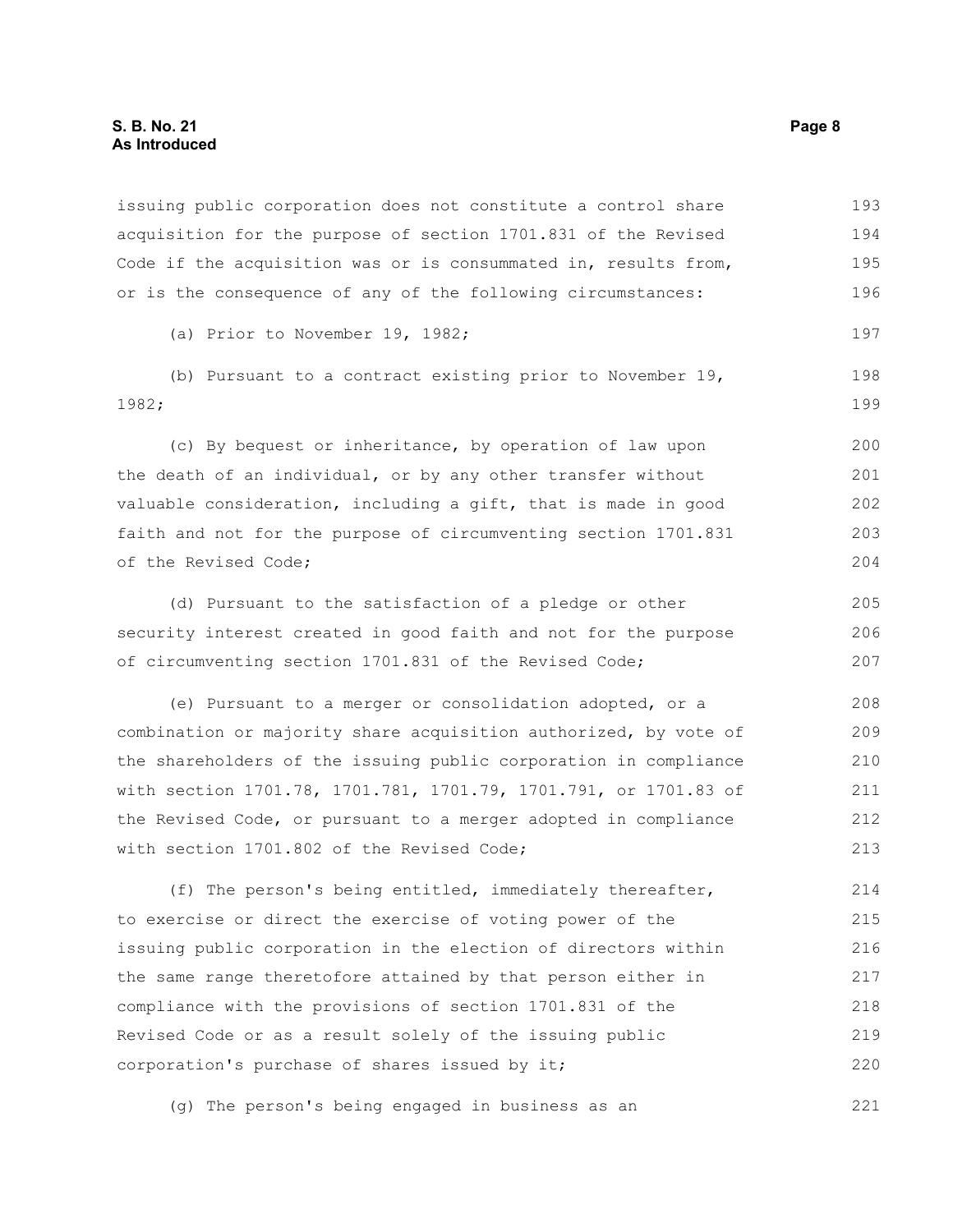issuing public corporation does not constitute a control share acquisition for the purpose of section 1701.831 of the Revised Code if the acquisition was or is consummated in, results from, or is the consequence of any of the following circumstances:

(a) Prior to November 19, 1982;

(b) Pursuant to a contract existing prior to November 19, 1982;

(c) By bequest or inheritance, by operation of law upon the death of an individual, or by any other transfer without valuable consideration, including a gift, that is made in good faith and not for the purpose of circumventing section 1701.831 of the Revised Code;

(d) Pursuant to the satisfaction of a pledge or other security interest created in good faith and not for the purpose of circumventing section 1701.831 of the Revised Code;

(e) Pursuant to a merger or consolidation adopted, or a combination or majority share acquisition authorized, by vote of the shareholders of the issuing public corporation in compliance with section 1701.78, 1701.781, 1701.79, 1701.791, or 1701.83 of the Revised Code, or pursuant to a merger adopted in compliance with section 1701.802 of the Revised Code;

(f) The person's being entitled, immediately thereafter, to exercise or direct the exercise of voting power of the issuing public corporation in the election of directors within the same range theretofore attained by that person either in compliance with the provisions of section 1701.831 of the Revised Code or as a result solely of the issuing public corporation's purchase of shares issued by it;

(g) The person's being engaged in business as an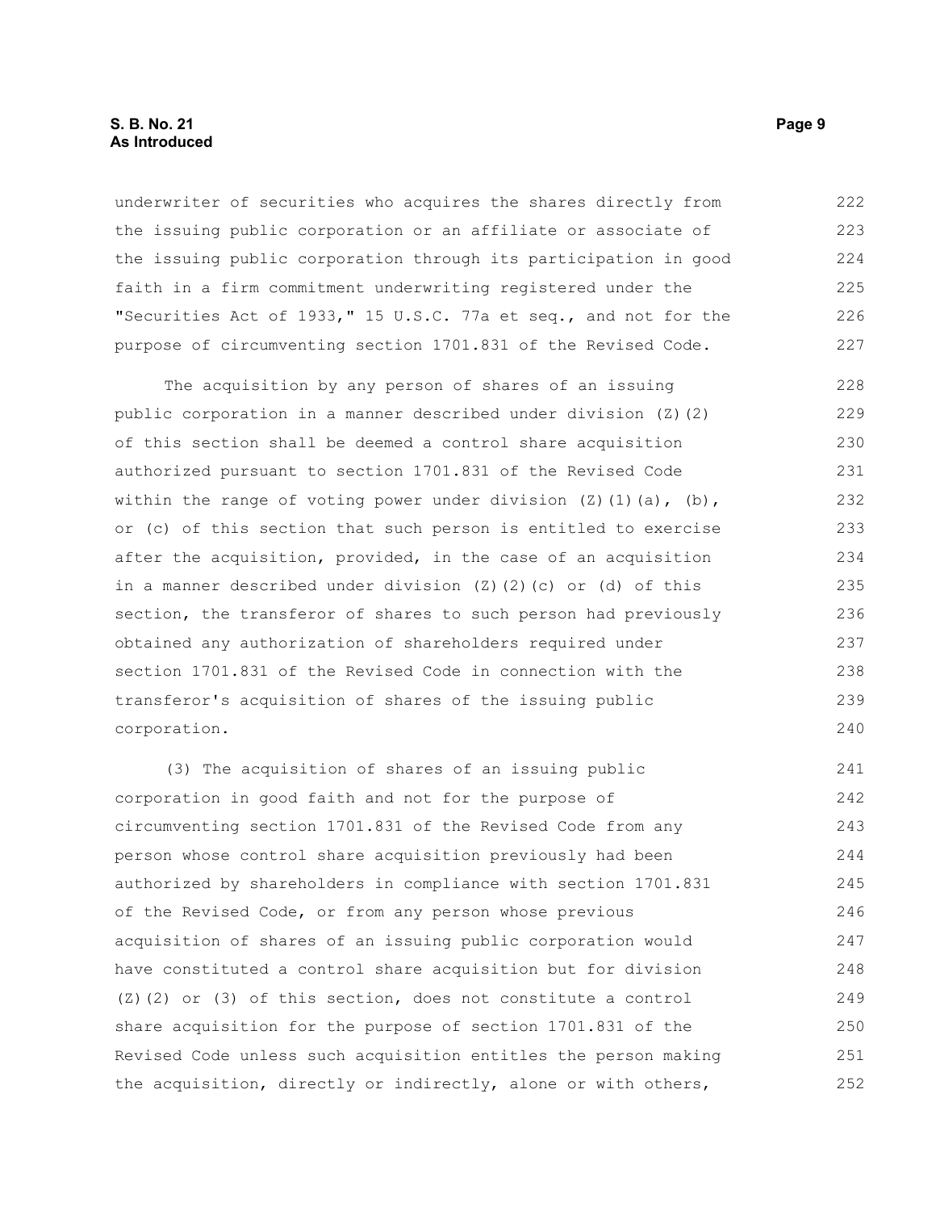underwriter of securities who acquires the shares directly from the issuing public corporation or an affiliate or associate of the issuing public corporation through its participation in good faith in a firm commitment underwriting registered under the "Securities Act of 1933," 15 U.S.C. 77a et seq., and not for the purpose of circumventing section 1701.831 of the Revised Code.

The acquisition by any person of shares of an issuing public corporation in a manner described under division (Z)(2) of this section shall be deemed a control share acquisition authorized pursuant to section 1701.831 of the Revised Code within the range of voting power under division (Z)(1)(a), (b), or (c) of this section that such person is entitled to exercise after the acquisition, provided, in the case of an acquisition in a manner described under division (Z)(2)(c) or (d) of this section, the transferor of shares to such person had previously obtained any authorization of shareholders required under section 1701.831 of the Revised Code in connection with the transferor's acquisition of shares of the issuing public corporation.

(3) The acquisition of shares of an issuing public corporation in good faith and not for the purpose of circumventing section 1701.831 of the Revised Code from any person whose control share acquisition previously had been authorized by shareholders in compliance with section 1701.831 of the Revised Code, or from any person whose previous acquisition of shares of an issuing public corporation would have constituted a control share acquisition but for division (Z)(2) or (3) of this section, does not constitute a control share acquisition for the purpose of section 1701.831 of the Revised Code unless such acquisition entitles the person making the acquisition, directly or indirectly, alone or with others,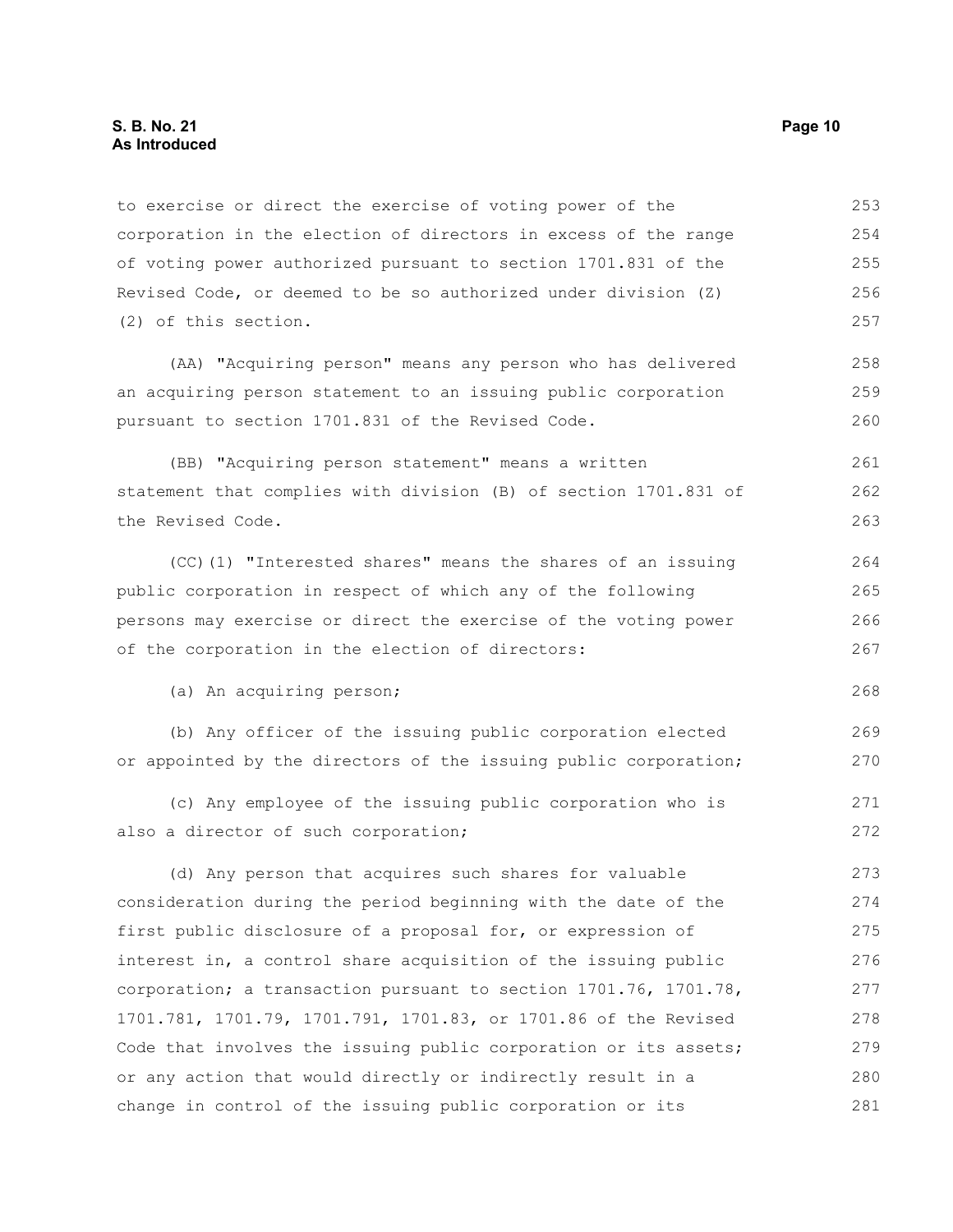to exercise or direct the exercise of voting power of the corporation in the election of directors in excess of the range of voting power authorized pursuant to section 1701.831 of the Revised Code, or deemed to be so authorized under division (Z)(2) of this section.

(AA) "Acquiring person" means any person who has delivered an acquiring person statement to an issuing public corporation pursuant to section 1701.831 of the Revised Code.

(BB) "Acquiring person statement" means a written statement that complies with division (B) of section 1701.831 of the Revised Code.

(CC)(1) "Interested shares" means the shares of an issuing public corporation in respect of which any of the following persons may exercise or direct the exercise of the voting power of the corporation in the election of directors:

(a) An acquiring person;

(b) Any officer of the issuing public corporation elected or appointed by the directors of the issuing public corporation;

(c) Any employee of the issuing public corporation who is also a director of such corporation;

(d) Any person that acquires such shares for valuable consideration during the period beginning with the date of the first public disclosure of a proposal for, or expression of interest in, a control share acquisition of the issuing public corporation; a transaction pursuant to section 1701.76, 1701.78, 1701.781, 1701.79, 1701.791, 1701.83, or 1701.86 of the Revised Code that involves the issuing public corporation or its assets; or any action that would directly or indirectly result in a change in control of the issuing public corporation or its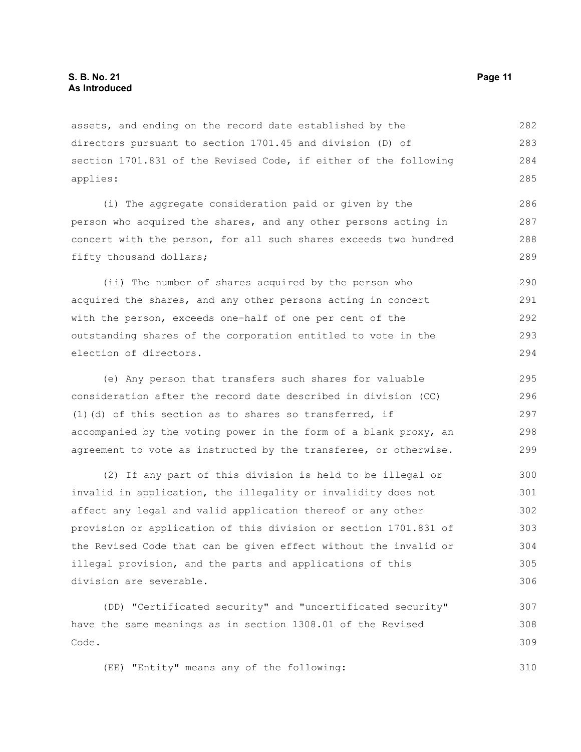assets, and ending on the record date established by the directors pursuant to section 1701.45 and division (D) of section 1701.831 of the Revised Code, if either of the following applies:

(i) The aggregate consideration paid or given by the person who acquired the shares, and any other persons acting in concert with the person, for all such shares exceeds two hundred fifty thousand dollars;

(ii) The number of shares acquired by the person who acquired the shares, and any other persons acting in concert with the person, exceeds one-half of one per cent of the outstanding shares of the corporation entitled to vote in the election of directors.

(e) Any person that transfers such shares for valuable consideration after the record date described in division (CC)(1)(d) of this section as to shares so transferred, if accompanied by the voting power in the form of a blank proxy, an agreement to vote as instructed by the transferee, or otherwise.

(2) If any part of this division is held to be illegal or invalid in application, the illegality or invalidity does not affect any legal and valid application thereof or any other provision or application of this division or section 1701.831 of the Revised Code that can be given effect without the invalid or illegal provision, and the parts and applications of this division are severable.

(DD) "Certificated security" and "uncertificated security" have the same meanings as in section 1308.01 of the Revised Code.

(EE) "Entity" means any of the following: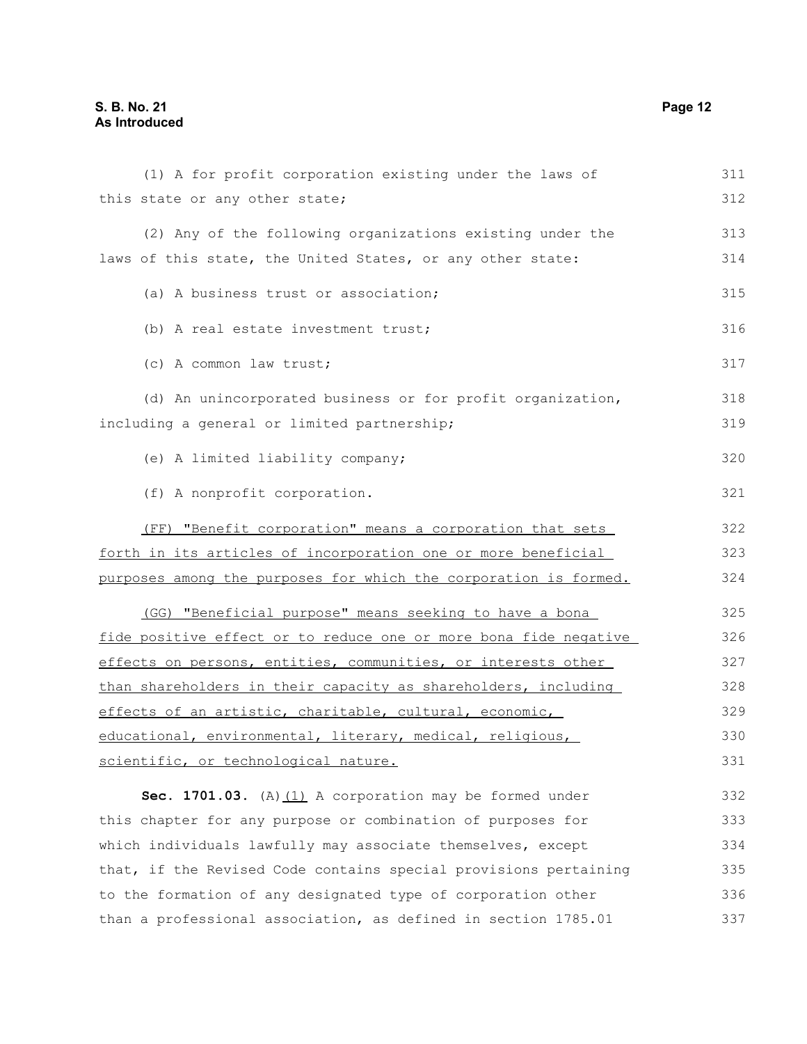(1) A for profit corporation existing under the laws of this state or any other state;

(2) Any of the following organizations existing under the laws of this state, the United States, or any other state:

(a) A business trust or association;

(b) A real estate investment trust;

(c) A common law trust;

(d) An unincorporated business or for profit organization, including a general or limited partnership;

(e) A limited liability company;

(f) A nonprofit corporation.

<u>(FF) "Benefit corporation" means a corporation that sets forth in its articles of incorporation one or more beneficial purposes among the purposes for which the corporation is formed.</u>

<u>(GG) "Beneficial purpose" means seeking to have a bona fide positive effect or to reduce one or more bona fide negative effects on persons, entities, communities, or interests other than shareholders in their capacity as shareholders, including effects of an artistic, charitable, cultural, economic, educational, environmental, literary, medical, religious, scientific, or technological nature.</u>

**Sec. 1701.03.** (A)<u>(1)</u> A corporation may be formed under this chapter for any purpose or combination of purposes for which individuals lawfully may associate themselves, except that, if the Revised Code contains special provisions pertaining to the formation of any designated type of corporation other than a professional association, as defined in section 1785.01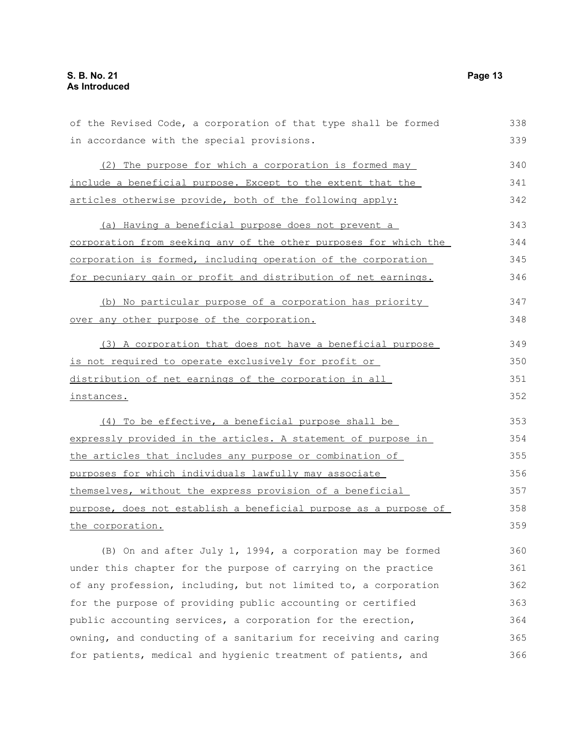of the Revised Code, a corporation of that type shall be formed in accordance with the special provisions.

(2) The purpose for which a corporation is formed may include a beneficial purpose. Except to the extent that the articles otherwise provide, both of the following apply:

(a) Having a beneficial purpose does not prevent a corporation from seeking any of the other purposes for which the corporation is formed, including operation of the corporation for pecuniary gain or profit and distribution of net earnings.

(b) No particular purpose of a corporation has priority over any other purpose of the corporation.

(3) A corporation that does not have a beneficial purpose is not required to operate exclusively for profit or distribution of net earnings of the corporation in all instances.

(4) To be effective, a beneficial purpose shall be expressly provided in the articles. A statement of purpose in the articles that includes any purpose or combination of purposes for which individuals lawfully may associate themselves, without the express provision of a beneficial purpose, does not establish a beneficial purpose as a purpose of the corporation.

(B) On and after July 1, 1994, a corporation may be formed under this chapter for the purpose of carrying on the practice of any profession, including, but not limited to, a corporation for the purpose of providing public accounting or certified public accounting services, a corporation for the erection, owning, and conducting of a sanitarium for receiving and caring for patients, medical and hygienic treatment of patients, and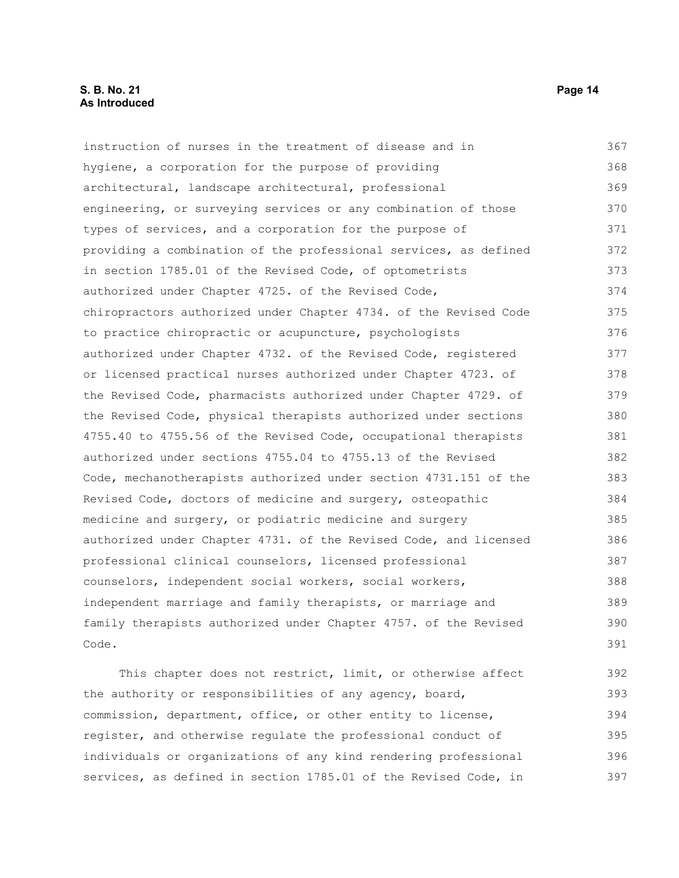instruction of nurses in the treatment of disease and in hygiene, a corporation for the purpose of providing architectural, landscape architectural, professional engineering, or surveying services or any combination of those types of services, and a corporation for the purpose of providing a combination of the professional services, as defined in section 1785.01 of the Revised Code, of optometrists authorized under Chapter 4725. of the Revised Code, chiropractors authorized under Chapter 4734. of the Revised Code to practice chiropractic or acupuncture, psychologists authorized under Chapter 4732. of the Revised Code, registered or licensed practical nurses authorized under Chapter 4723. of the Revised Code, pharmacists authorized under Chapter 4729. of the Revised Code, physical therapists authorized under sections 4755.40 to 4755.56 of the Revised Code, occupational therapists authorized under sections 4755.04 to 4755.13 of the Revised Code, mechanotherapists authorized under section 4731.151 of the Revised Code, doctors of medicine and surgery, osteopathic medicine and surgery, or podiatric medicine and surgery authorized under Chapter 4731. of the Revised Code, and licensed professional clinical counselors, licensed professional counselors, independent social workers, social workers, independent marriage and family therapists, or marriage and family therapists authorized under Chapter 4757. of the Revised Code.

This chapter does not restrict, limit, or otherwise affect the authority or responsibilities of any agency, board, commission, department, office, or other entity to license, register, and otherwise regulate the professional conduct of individuals or organizations of any kind rendering professional services, as defined in section 1785.01 of the Revised Code, in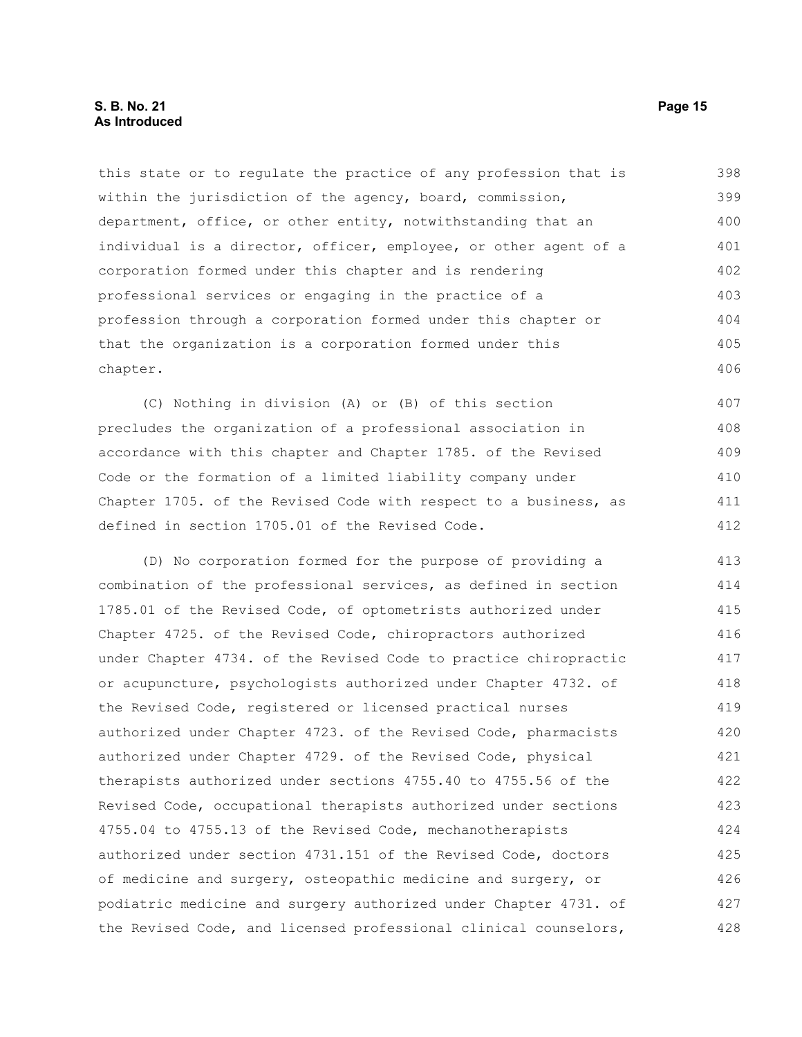this state or to regulate the practice of any profession that is within the jurisdiction of the agency, board, commission, department, office, or other entity, notwithstanding that an individual is a director, officer, employee, or other agent of a corporation formed under this chapter and is rendering professional services or engaging in the practice of a profession through a corporation formed under this chapter or that the organization is a corporation formed under this chapter.

(C) Nothing in division (A) or (B) of this section precludes the organization of a professional association in accordance with this chapter and Chapter 1785. of the Revised Code or the formation of a limited liability company under Chapter 1705. of the Revised Code with respect to a business, as defined in section 1705.01 of the Revised Code.

(D) No corporation formed for the purpose of providing a combination of the professional services, as defined in section 1785.01 of the Revised Code, of optometrists authorized under Chapter 4725. of the Revised Code, chiropractors authorized under Chapter 4734. of the Revised Code to practice chiropractic or acupuncture, psychologists authorized under Chapter 4732. of the Revised Code, registered or licensed practical nurses authorized under Chapter 4723. of the Revised Code, pharmacists authorized under Chapter 4729. of the Revised Code, physical therapists authorized under sections 4755.40 to 4755.56 of the Revised Code, occupational therapists authorized under sections 4755.04 to 4755.13 of the Revised Code, mechanotherapists authorized under section 4731.151 of the Revised Code, doctors of medicine and surgery, osteopathic medicine and surgery, or podiatric medicine and surgery authorized under Chapter 4731. of the Revised Code, and licensed professional clinical counselors,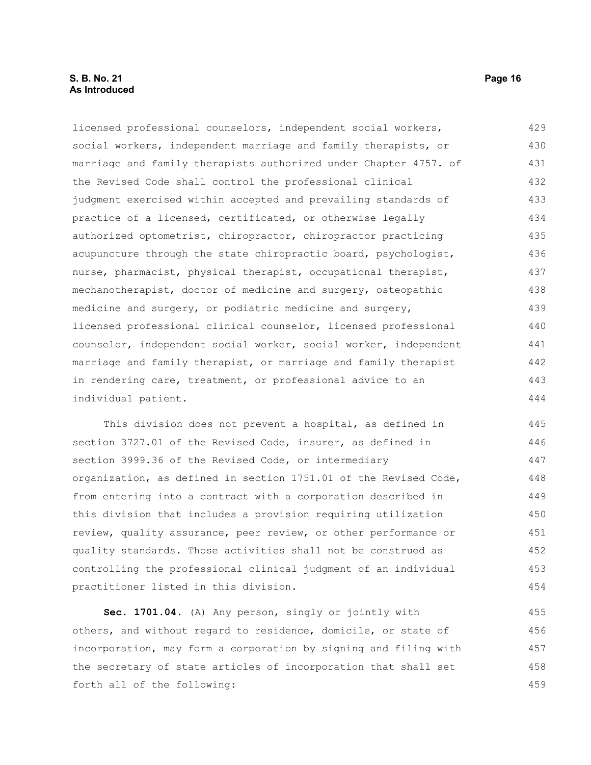licensed professional counselors, independent social workers, social workers, independent marriage and family therapists, or marriage and family therapists authorized under Chapter 4757. of the Revised Code shall control the professional clinical judgment exercised within accepted and prevailing standards of practice of a licensed, certificated, or otherwise legally authorized optometrist, chiropractor, chiropractor practicing acupuncture through the state chiropractic board, psychologist, nurse, pharmacist, physical therapist, occupational therapist, mechanotherapist, doctor of medicine and surgery, osteopathic medicine and surgery, or podiatric medicine and surgery, licensed professional clinical counselor, licensed professional counselor, independent social worker, social worker, independent marriage and family therapist, or marriage and family therapist in rendering care, treatment, or professional advice to an individual patient.

This division does not prevent a hospital, as defined in section 3727.01 of the Revised Code, insurer, as defined in section 3999.36 of the Revised Code, or intermediary organization, as defined in section 1751.01 of the Revised Code, from entering into a contract with a corporation described in this division that includes a provision requiring utilization review, quality assurance, peer review, or other performance or quality standards. Those activities shall not be construed as controlling the professional clinical judgment of an individual practitioner listed in this division.

**Sec. 1701.04.** (A) Any person, singly or jointly with others, and without regard to residence, domicile, or state of incorporation, may form a corporation by signing and filing with the secretary of state articles of incorporation that shall set forth all of the following: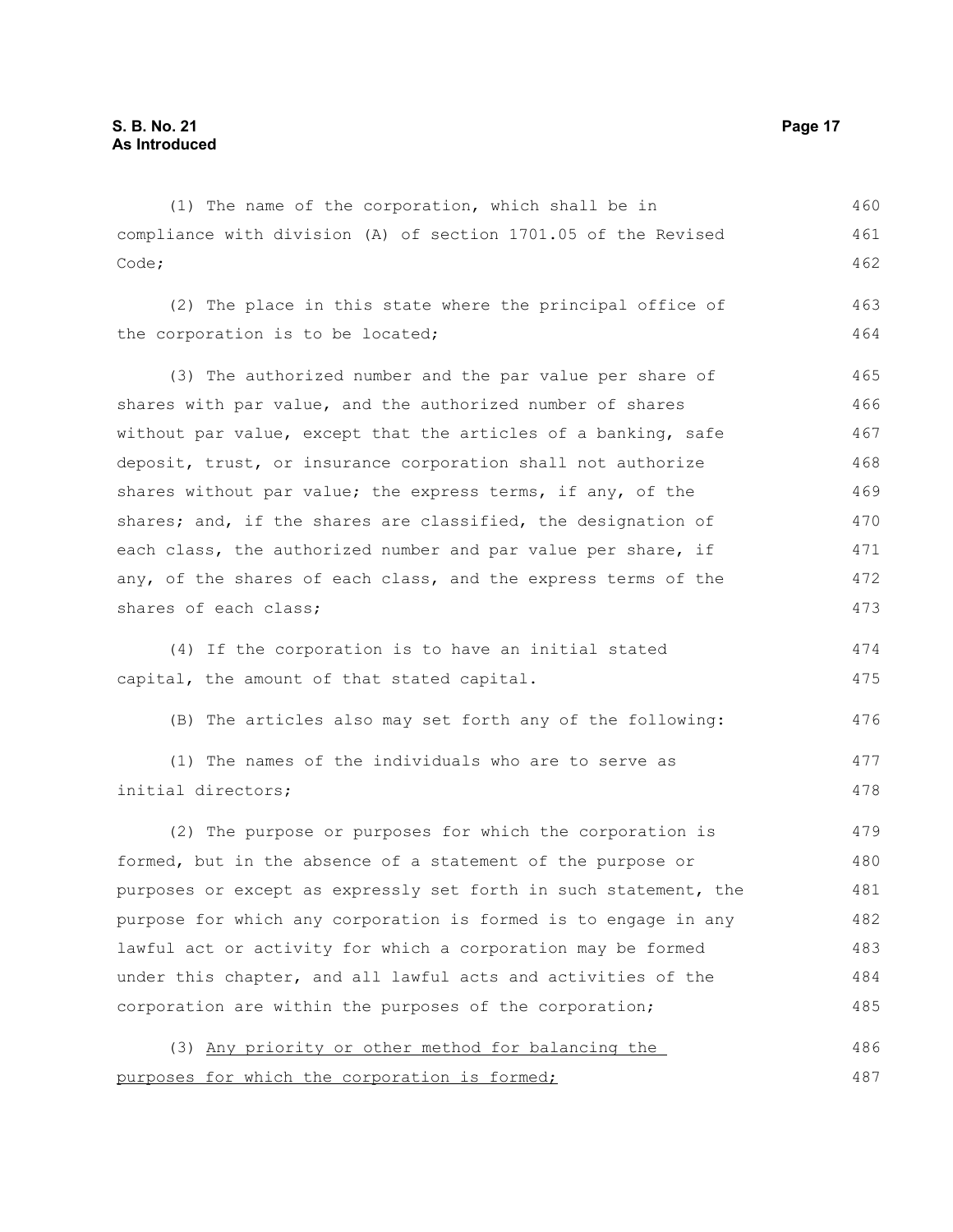(1) The name of the corporation, which shall be in compliance with division (A) of section 1701.05 of the Revised Code;

(2) The place in this state where the principal office of the corporation is to be located;

(3) The authorized number and the par value per share of shares with par value, and the authorized number of shares without par value, except that the articles of a banking, safe deposit, trust, or insurance corporation shall not authorize shares without par value; the express terms, if any, of the shares; and, if the shares are classified, the designation of each class, the authorized number and par value per share, if any, of the shares of each class, and the express terms of the shares of each class;

(4) If the corporation is to have an initial stated capital, the amount of that stated capital.

(B) The articles also may set forth any of the following:

(1) The names of the individuals who are to serve as initial directors;

(2) The purpose or purposes for which the corporation is formed, but in the absence of a statement of the purpose or purposes or except as expressly set forth in such statement, the purpose for which any corporation is formed is to engage in any lawful act or activity for which a corporation may be formed under this chapter, and all lawful acts and activities of the corporation are within the purposes of the corporation;

(3) <u>Any priority or other method for balancing the purposes for which the corporation is formed;</u>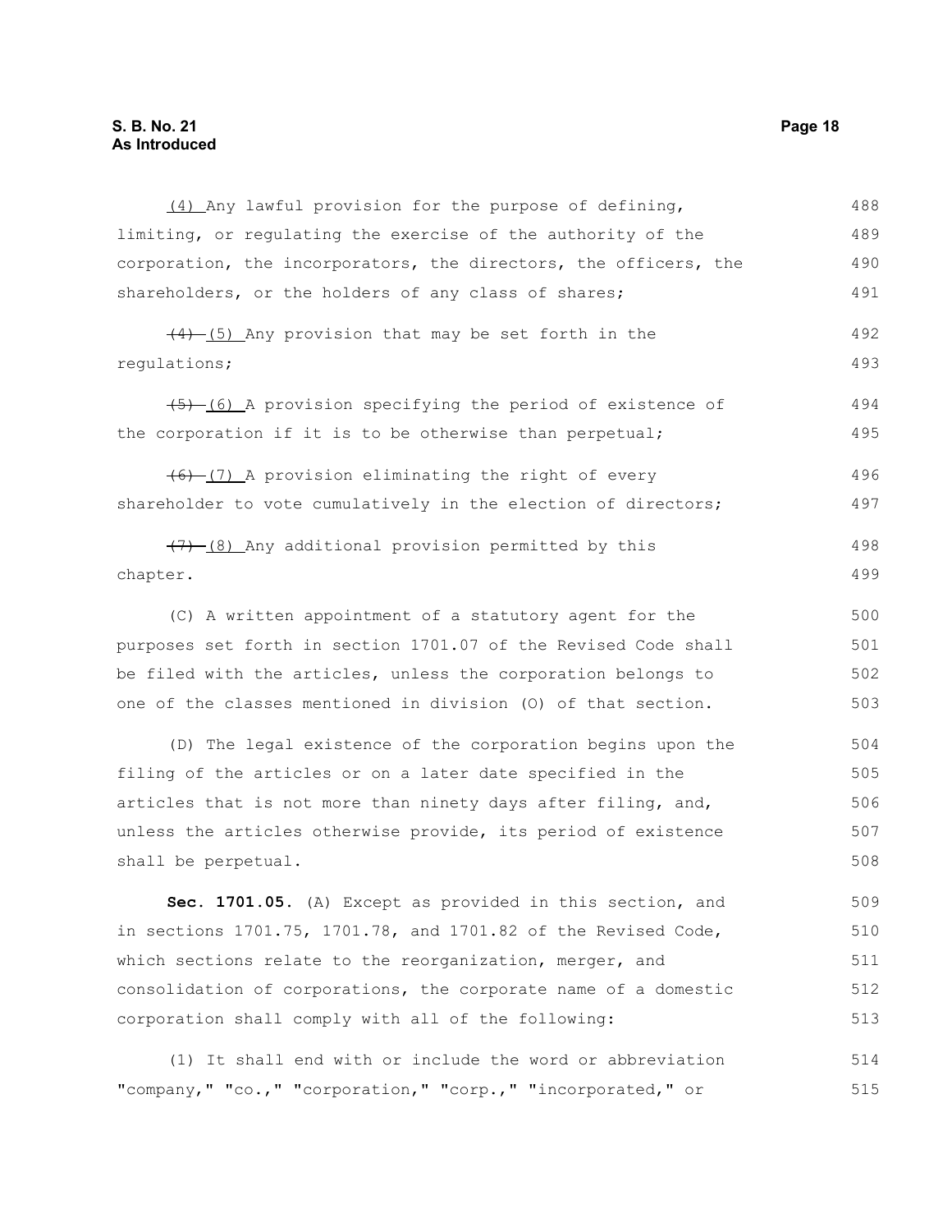(4) Any lawful provision for the purpose of defining, limiting, or regulating the exercise of the authority of the corporation, the incorporators, the directors, the officers, the shareholders, or the holders of any class of shares;

~~(4)~~ (5) Any provision that may be set forth in the regulations;

~~(5)~~ (6) A provision specifying the period of existence of the corporation if it is to be otherwise than perpetual;

~~(6)~~ (7) A provision eliminating the right of every shareholder to vote cumulatively in the election of directors;

~~(7)~~ (8) Any additional provision permitted by this chapter.

(C) A written appointment of a statutory agent for the purposes set forth in section 1701.07 of the Revised Code shall be filed with the articles, unless the corporation belongs to one of the classes mentioned in division (O) of that section.

(D) The legal existence of the corporation begins upon the filing of the articles or on a later date specified in the articles that is not more than ninety days after filing, and, unless the articles otherwise provide, its period of existence shall be perpetual.

**Sec. 1701.05.** (A) Except as provided in this section, and in sections 1701.75, 1701.78, and 1701.82 of the Revised Code, which sections relate to the reorganization, merger, and consolidation of corporations, the corporate name of a domestic corporation shall comply with all of the following:

(1) It shall end with or include the word or abbreviation "company," "co.," "corporation," "corp.," "incorporated," or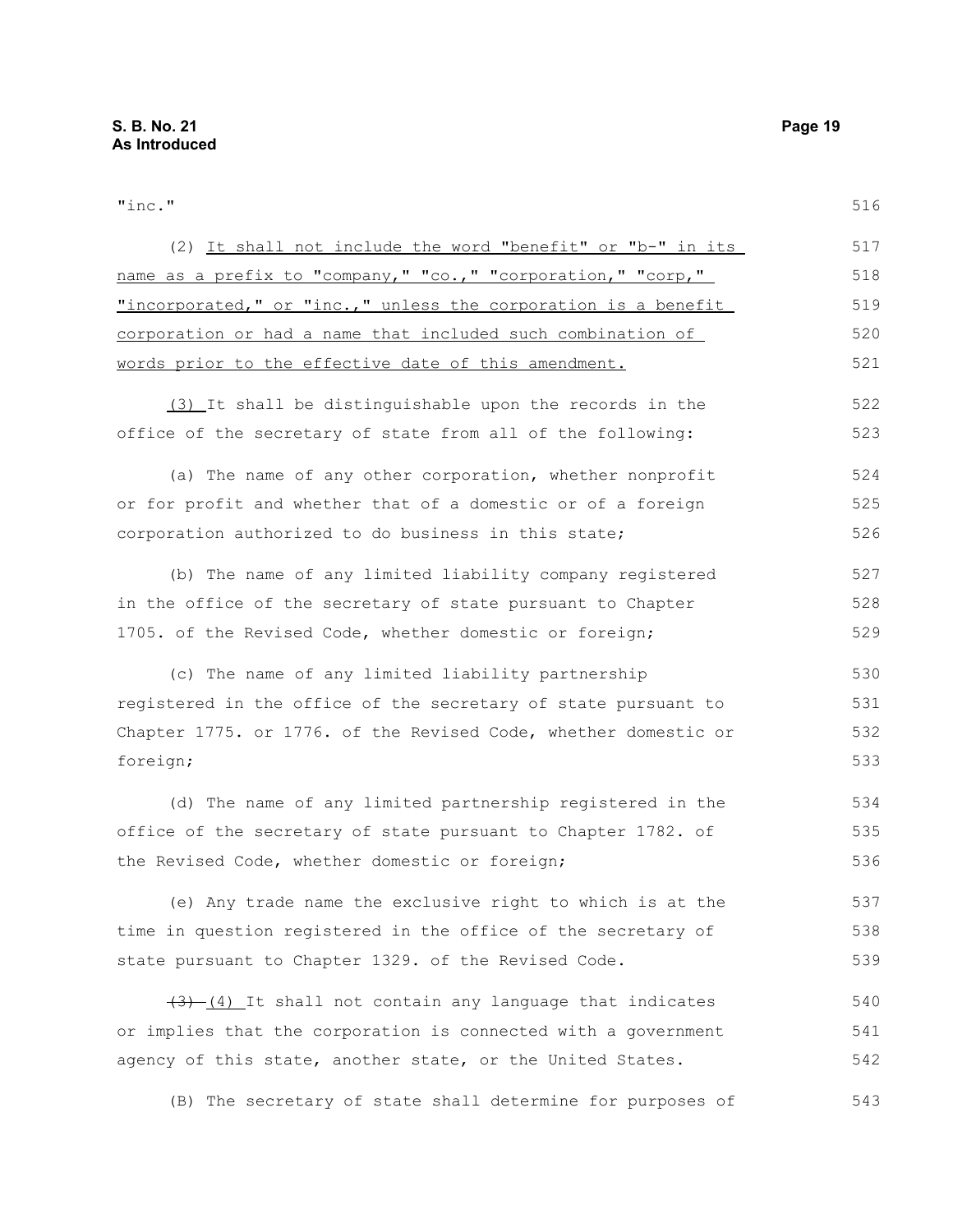"inc."

(2) It shall not include the word "benefit" or "b-" in its name as a prefix to "company," "co.," "corporation," "corp," "incorporated," or "inc.," unless the corporation is a benefit corporation or had a name that included such combination of words prior to the effective date of this amendment.

(3) It shall be distinguishable upon the records in the office of the secretary of state from all of the following:

(a) The name of any other corporation, whether nonprofit or for profit and whether that of a domestic or of a foreign corporation authorized to do business in this state;

(b) The name of any limited liability company registered in the office of the secretary of state pursuant to Chapter 1705. of the Revised Code, whether domestic or foreign;

(c) The name of any limited liability partnership registered in the office of the secretary of state pursuant to Chapter 1775. or 1776. of the Revised Code, whether domestic or foreign;

(d) The name of any limited partnership registered in the office of the secretary of state pursuant to Chapter 1782. of the Revised Code, whether domestic or foreign;

(e) Any trade name the exclusive right to which is at the time in question registered in the office of the secretary of state pursuant to Chapter 1329. of the Revised Code.

~~(3)~~ (4) It shall not contain any language that indicates or implies that the corporation is connected with a government agency of this state, another state, or the United States.

(B) The secretary of state shall determine for purposes of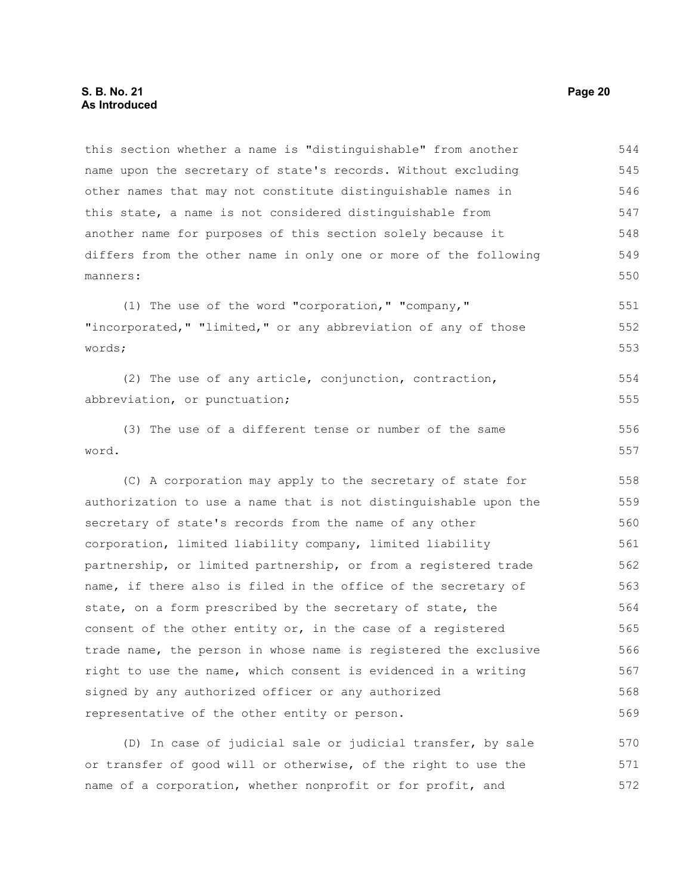this section whether a name is "distinguishable" from another name upon the secretary of state's records. Without excluding other names that may not constitute distinguishable names in this state, a name is not considered distinguishable from another name for purposes of this section solely because it differs from the other name in only one or more of the following manners:

(1) The use of the word "corporation," "company," "incorporated," "limited," or any abbreviation of any of those words;

(2) The use of any article, conjunction, contraction, abbreviation, or punctuation;

(3) The use of a different tense or number of the same word.

(C) A corporation may apply to the secretary of state for authorization to use a name that is not distinguishable upon the secretary of state's records from the name of any other corporation, limited liability company, limited liability partnership, or limited partnership, or from a registered trade name, if there also is filed in the office of the secretary of state, on a form prescribed by the secretary of state, the consent of the other entity or, in the case of a registered trade name, the person in whose name is registered the exclusive right to use the name, which consent is evidenced in a writing signed by any authorized officer or any authorized representative of the other entity or person.

(D) In case of judicial sale or judicial transfer, by sale or transfer of good will or otherwise, of the right to use the name of a corporation, whether nonprofit or for profit, and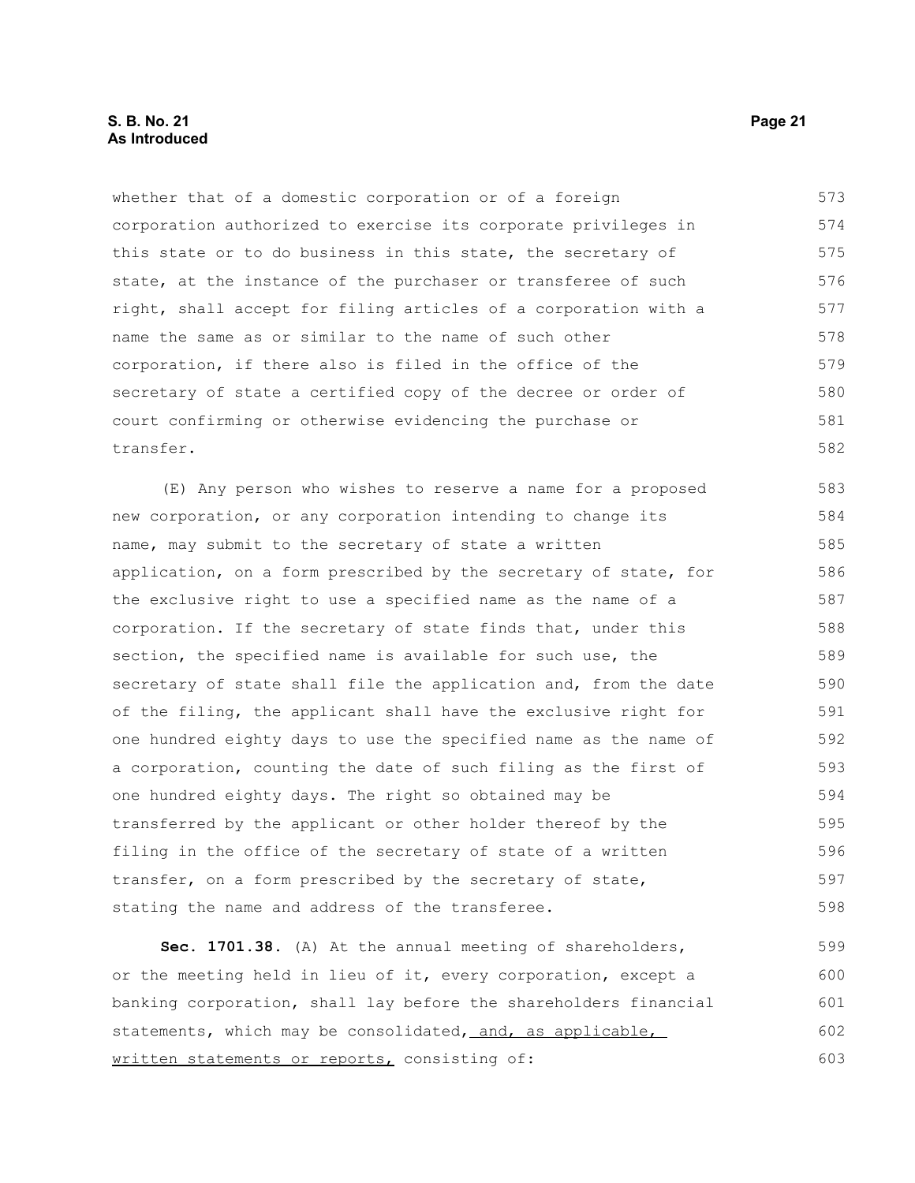whether that of a domestic corporation or of a foreign corporation authorized to exercise its corporate privileges in this state or to do business in this state, the secretary of state, at the instance of the purchaser or transferee of such right, shall accept for filing articles of a corporation with a name the same as or similar to the name of such other corporation, if there also is filed in the office of the secretary of state a certified copy of the decree or order of court confirming or otherwise evidencing the purchase or transfer.

(E) Any person who wishes to reserve a name for a proposed new corporation, or any corporation intending to change its name, may submit to the secretary of state a written application, on a form prescribed by the secretary of state, for the exclusive right to use a specified name as the name of a corporation. If the secretary of state finds that, under this section, the specified name is available for such use, the secretary of state shall file the application and, from the date of the filing, the applicant shall have the exclusive right for one hundred eighty days to use the specified name as the name of a corporation, counting the date of such filing as the first of one hundred eighty days. The right so obtained may be transferred by the applicant or other holder thereof by the filing in the office of the secretary of state of a written transfer, on a form prescribed by the secretary of state, stating the name and address of the transferee.

**Sec. 1701.38.** (A) At the annual meeting of shareholders, or the meeting held in lieu of it, every corporation, except a banking corporation, shall lay before the shareholders financial statements, which may be consolidated, <u>and, as applicable, written statements or reports,</u> consisting of: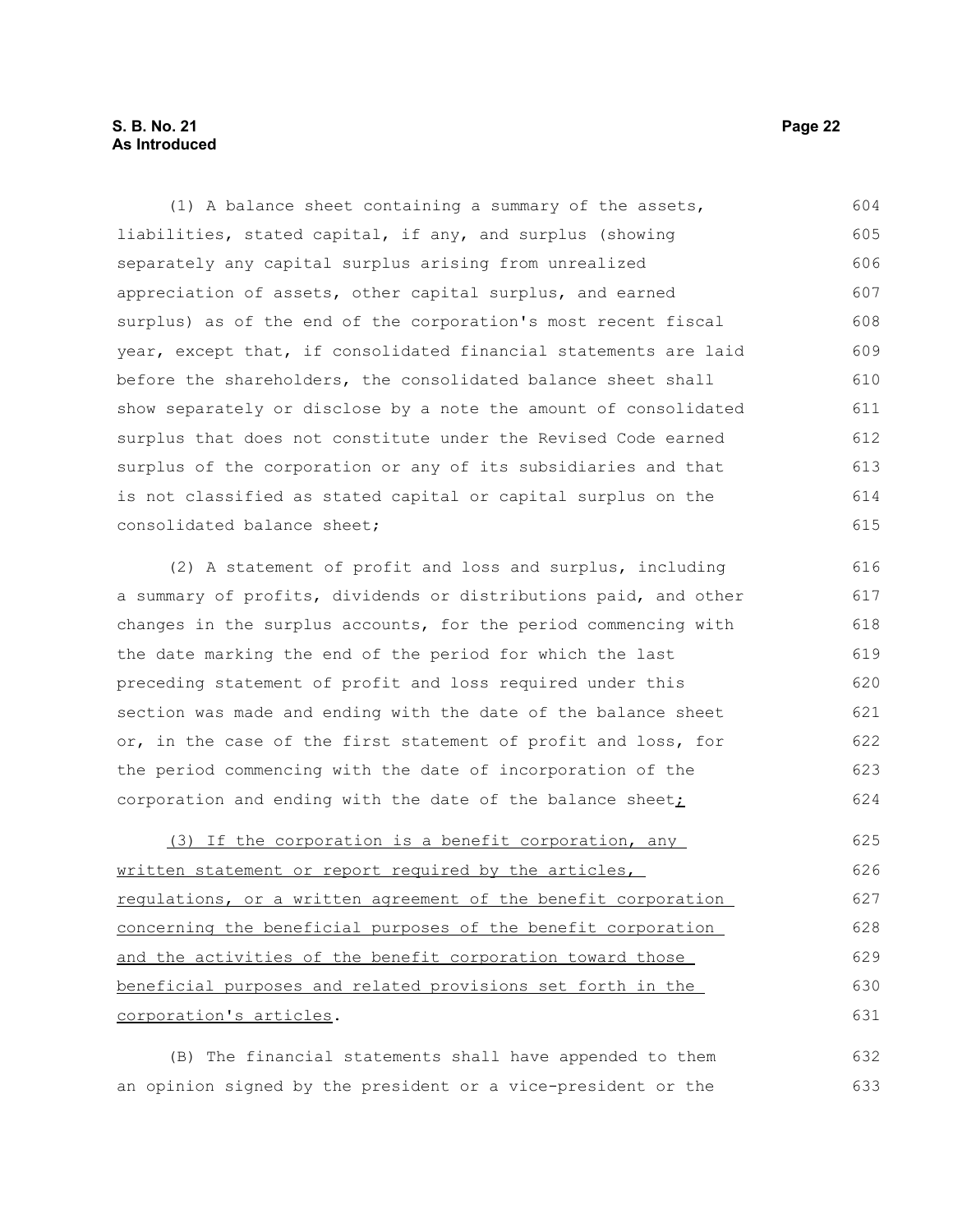(1) A balance sheet containing a summary of the assets, liabilities, stated capital, if any, and surplus (showing separately any capital surplus arising from unrealized appreciation of assets, other capital surplus, and earned surplus) as of the end of the corporation's most recent fiscal year, except that, if consolidated financial statements are laid before the shareholders, the consolidated balance sheet shall show separately or disclose by a note the amount of consolidated surplus that does not constitute under the Revised Code earned surplus of the corporation or any of its subsidiaries and that is not classified as stated capital or capital surplus on the consolidated balance sheet;

(2) A statement of profit and loss and surplus, including a summary of profits, dividends or distributions paid, and other changes in the surplus accounts, for the period commencing with the date marking the end of the period for which the last preceding statement of profit and loss required under this section was made and ending with the date of the balance sheet or, in the case of the first statement of profit and loss, for the period commencing with the date of incorporation of the corporation and ending with the date of the balance sheet;

(3) If the corporation is a benefit corporation, any written statement or report required by the articles, regulations, or a written agreement of the benefit corporation concerning the beneficial purposes of the benefit corporation and the activities of the benefit corporation toward those beneficial purposes and related provisions set forth in the corporation's articles.

(B) The financial statements shall have appended to them an opinion signed by the president or a vice-president or the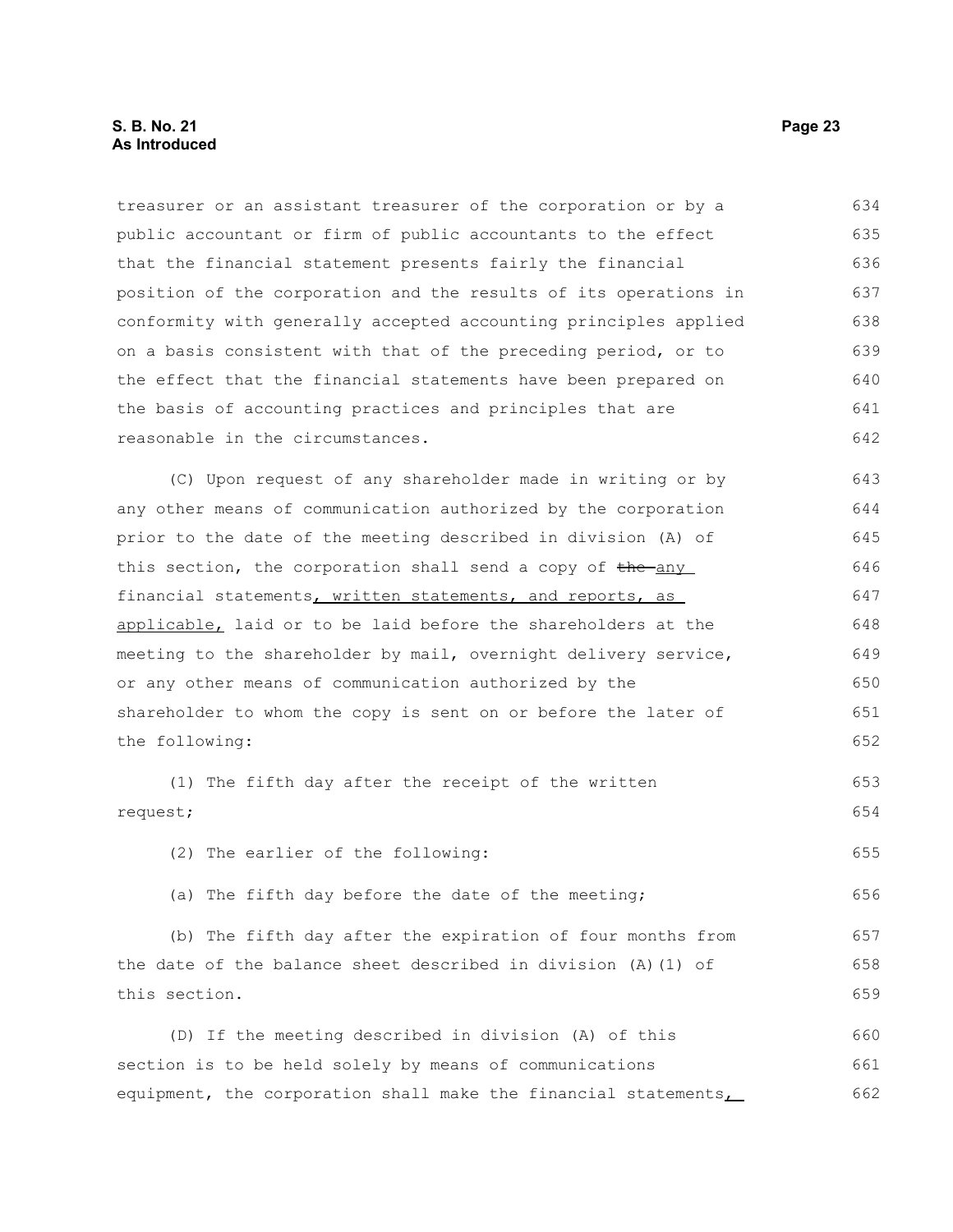treasurer or an assistant treasurer of the corporation or by a public accountant or firm of public accountants to the effect that the financial statement presents fairly the financial position of the corporation and the results of its operations in conformity with generally accepted accounting principles applied on a basis consistent with that of the preceding period, or to the effect that the financial statements have been prepared on the basis of accounting practices and principles that are reasonable in the circumstances.

(C) Upon request of any shareholder made in writing or by any other means of communication authorized by the corporation prior to the date of the meeting described in division (A) of this section, the corporation shall send a copy of ~~the~~ any financial statements, written statements, and reports, as applicable, laid or to be laid before the shareholders at the meeting to the shareholder by mail, overnight delivery service, or any other means of communication authorized by the shareholder to whom the copy is sent on or before the later of the following:

(1) The fifth day after the receipt of the written request;

(2) The earlier of the following:

(a) The fifth day before the date of the meeting;

(b) The fifth day after the expiration of four months from the date of the balance sheet described in division (A)(1) of this section.

(D) If the meeting described in division (A) of this section is to be held solely by means of communications equipment, the corporation shall make the financial statements,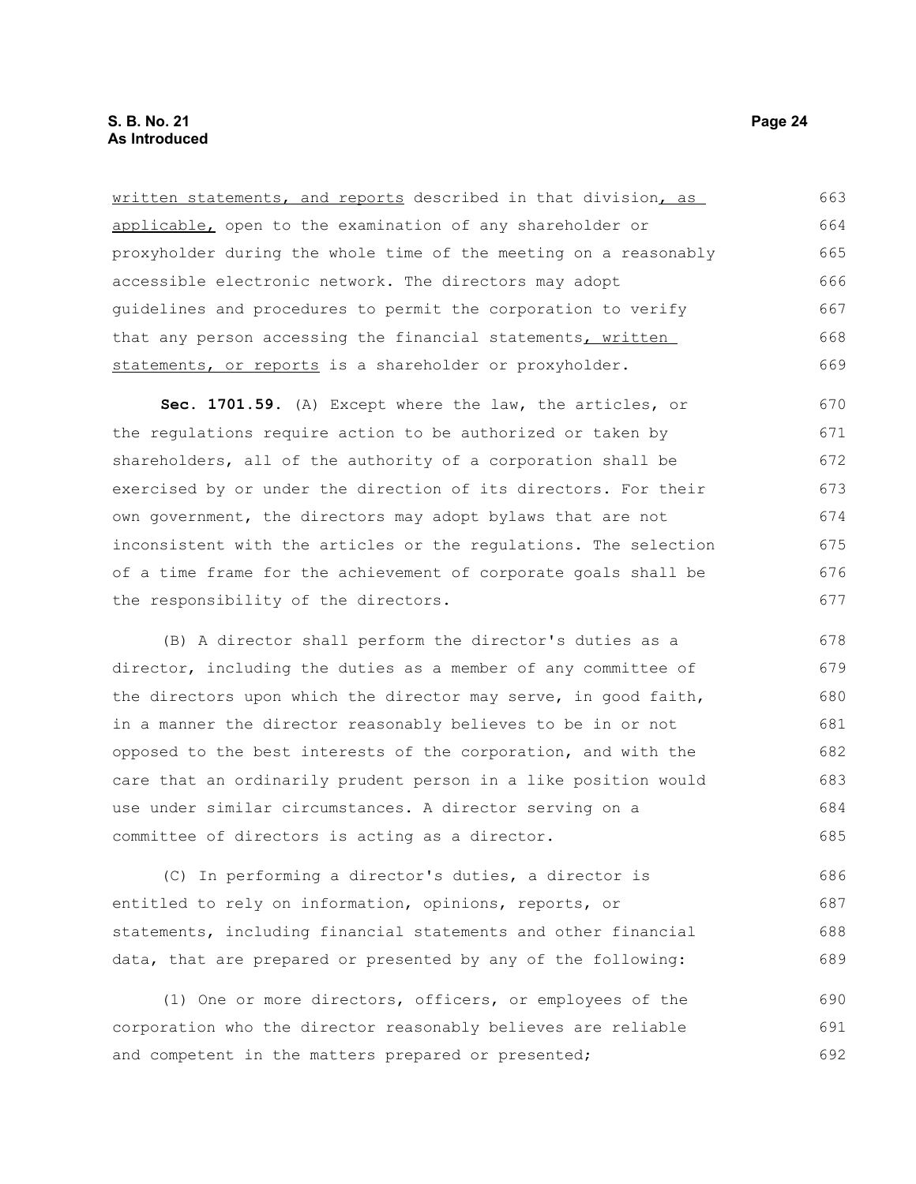written statements, and reports described in that division, as applicable, open to the examination of any shareholder or proxyholder during the whole time of the meeting on a reasonably accessible electronic network. The directors may adopt guidelines and procedures to permit the corporation to verify that any person accessing the financial statements, written statements, or reports is a shareholder or proxyholder.

**Sec. 1701.59.** (A) Except where the law, the articles, or the regulations require action to be authorized or taken by shareholders, all of the authority of a corporation shall be exercised by or under the direction of its directors. For their own government, the directors may adopt bylaws that are not inconsistent with the articles or the regulations. The selection of a time frame for the achievement of corporate goals shall be the responsibility of the directors.

(B) A director shall perform the director's duties as a director, including the duties as a member of any committee of the directors upon which the director may serve, in good faith, in a manner the director reasonably believes to be in or not opposed to the best interests of the corporation, and with the care that an ordinarily prudent person in a like position would use under similar circumstances. A director serving on a committee of directors is acting as a director.

(C) In performing a director's duties, a director is entitled to rely on information, opinions, reports, or statements, including financial statements and other financial data, that are prepared or presented by any of the following:

(1) One or more directors, officers, or employees of the corporation who the director reasonably believes are reliable and competent in the matters prepared or presented;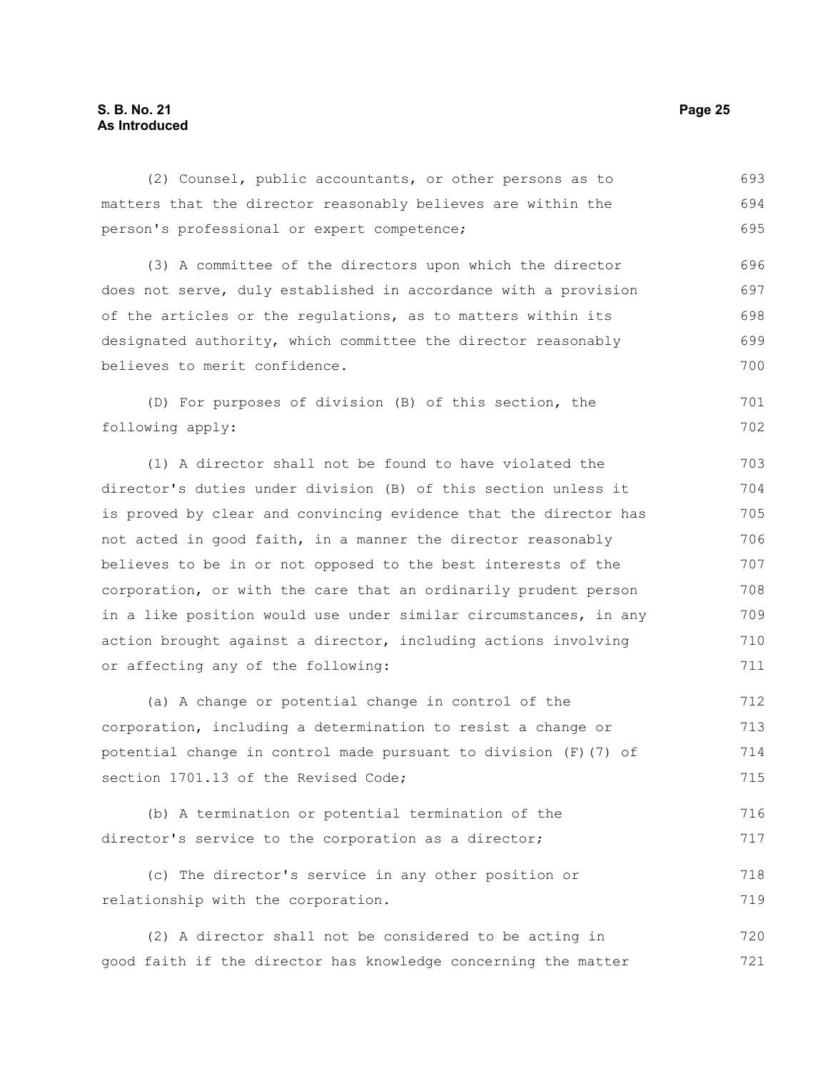(2) Counsel, public accountants, or other persons as to matters that the director reasonably believes are within the person's professional or expert competence;

(3) A committee of the directors upon which the director does not serve, duly established in accordance with a provision of the articles or the regulations, as to matters within its designated authority, which committee the director reasonably believes to merit confidence.

(D) For purposes of division (B) of this section, the following apply:

(1) A director shall not be found to have violated the director's duties under division (B) of this section unless it is proved by clear and convincing evidence that the director has not acted in good faith, in a manner the director reasonably believes to be in or not opposed to the best interests of the corporation, or with the care that an ordinarily prudent person in a like position would use under similar circumstances, in any action brought against a director, including actions involving or affecting any of the following:

(a) A change or potential change in control of the corporation, including a determination to resist a change or potential change in control made pursuant to division (F)(7) of section 1701.13 of the Revised Code;

(b) A termination or potential termination of the director's service to the corporation as a director;

(c) The director's service in any other position or relationship with the corporation.

(2) A director shall not be considered to be acting in good faith if the director has knowledge concerning the matter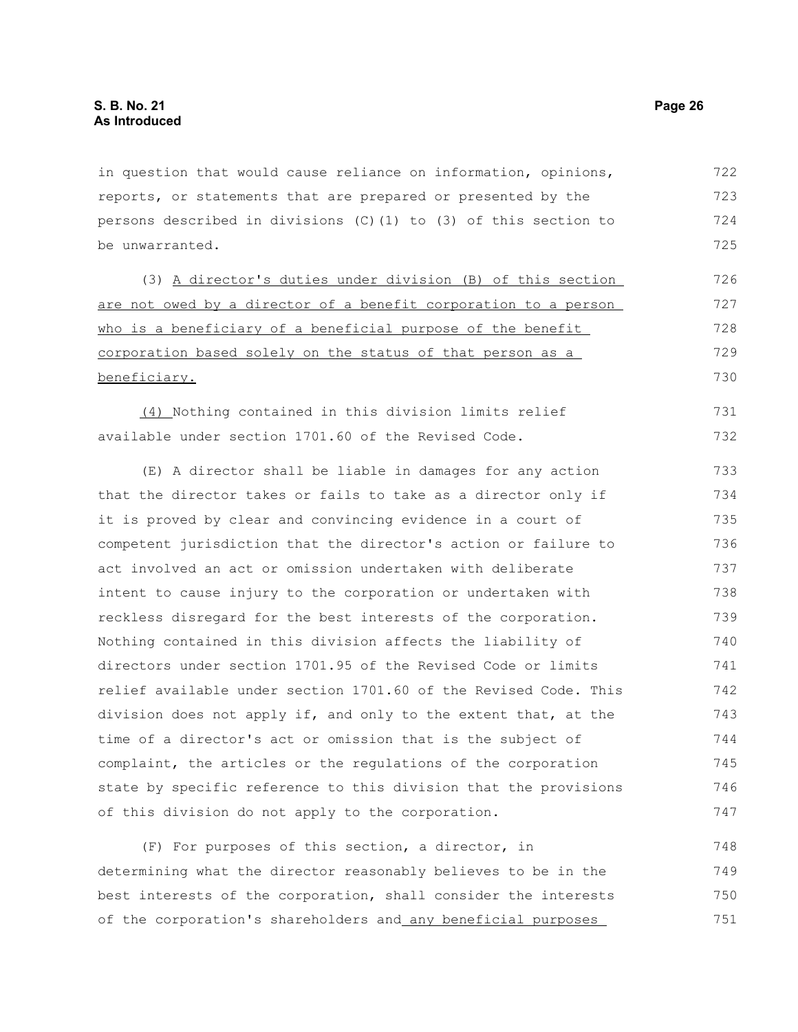in question that would cause reliance on information, opinions, reports, or statements that are prepared or presented by the persons described in divisions (C)(1) to (3) of this section to be unwarranted.

(3) A director's duties under division (B) of this section are not owed by a director of a benefit corporation to a person who is a beneficiary of a beneficial purpose of the benefit corporation based solely on the status of that person as a beneficiary.

(4) Nothing contained in this division limits relief available under section 1701.60 of the Revised Code.

(E) A director shall be liable in damages for any action that the director takes or fails to take as a director only if it is proved by clear and convincing evidence in a court of competent jurisdiction that the director's action or failure to act involved an act or omission undertaken with deliberate intent to cause injury to the corporation or undertaken with reckless disregard for the best interests of the corporation. Nothing contained in this division affects the liability of directors under section 1701.95 of the Revised Code or limits relief available under section 1701.60 of the Revised Code. This division does not apply if, and only to the extent that, at the time of a director's act or omission that is the subject of complaint, the articles or the regulations of the corporation state by specific reference to this division that the provisions of this division do not apply to the corporation.

(F) For purposes of this section, a director, in determining what the director reasonably believes to be in the best interests of the corporation, shall consider the interests of the corporation's shareholders and any beneficial purposes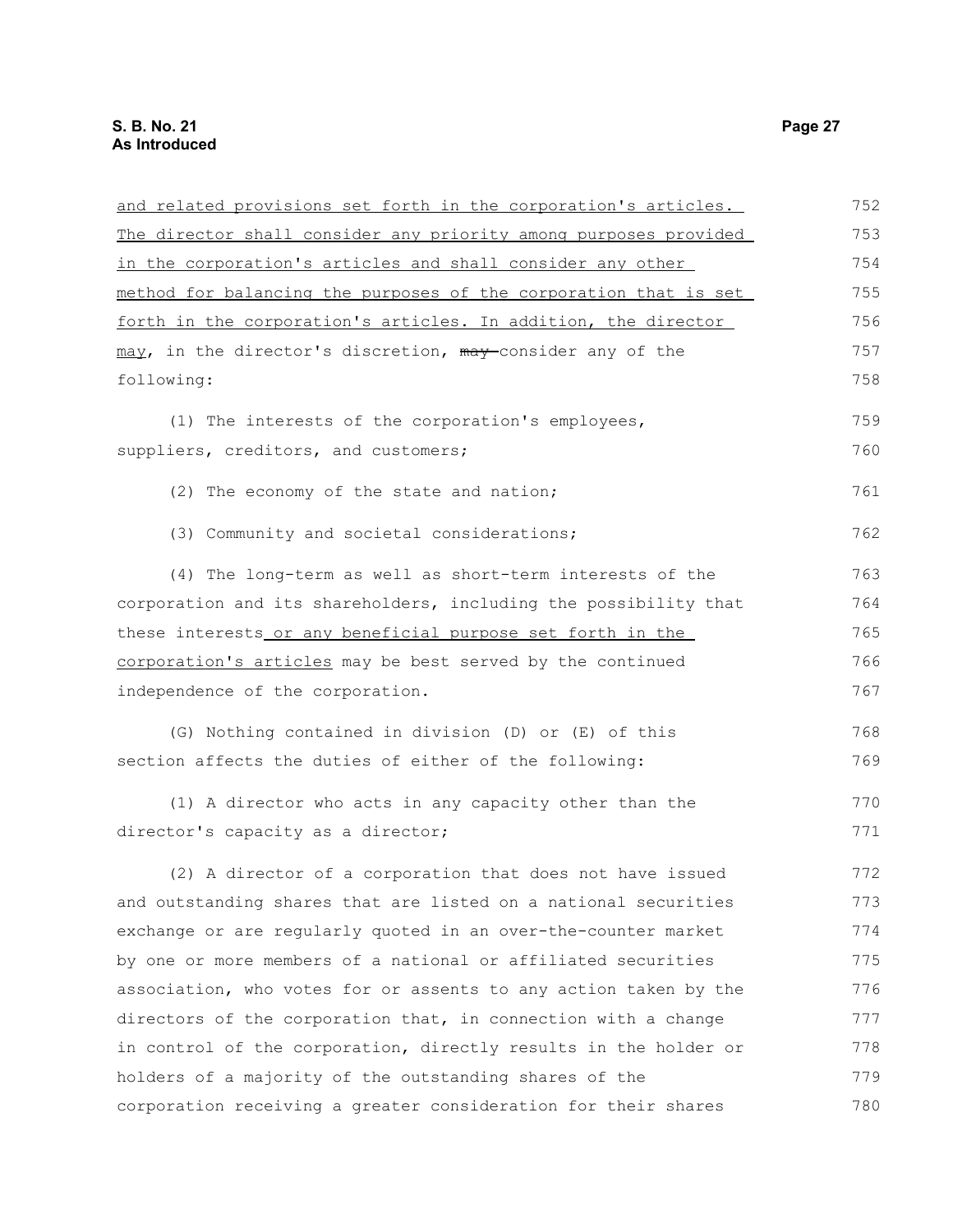and related provisions set forth in the corporation's articles. The director shall consider any priority among purposes provided in the corporation's articles and shall consider any other method for balancing the purposes of the corporation that is set forth in the corporation's articles. In addition, the director may, in the director's discretion, ~~may~~ consider any of the following:

(1) The interests of the corporation's employees, suppliers, creditors, and customers;

(2) The economy of the state and nation;

(3) Community and societal considerations;

(4) The long-term as well as short-term interests of the corporation and its shareholders, including the possibility that these interests or any beneficial purpose set forth in the corporation's articles may be best served by the continued independence of the corporation.

(G) Nothing contained in division (D) or (E) of this section affects the duties of either of the following:

(1) A director who acts in any capacity other than the director's capacity as a director;

(2) A director of a corporation that does not have issued and outstanding shares that are listed on a national securities exchange or are regularly quoted in an over-the-counter market by one or more members of a national or affiliated securities association, who votes for or assents to any action taken by the directors of the corporation that, in connection with a change in control of the corporation, directly results in the holder or holders of a majority of the outstanding shares of the corporation receiving a greater consideration for their shares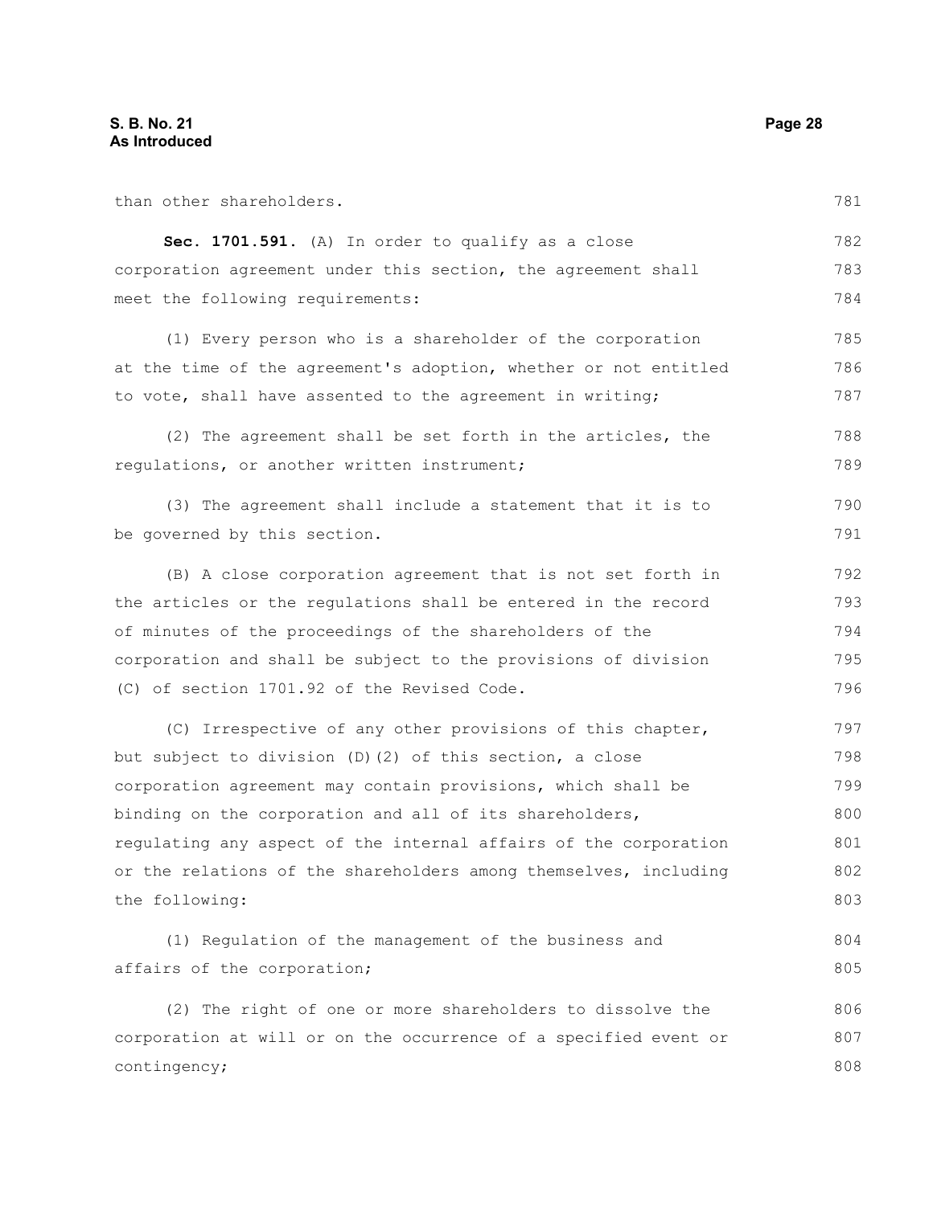than other shareholders.

**Sec. 1701.591.** (A) In order to qualify as a close corporation agreement under this section, the agreement shall meet the following requirements:

(1) Every person who is a shareholder of the corporation at the time of the agreement's adoption, whether or not entitled to vote, shall have assented to the agreement in writing;

(2) The agreement shall be set forth in the articles, the regulations, or another written instrument;

(3) The agreement shall include a statement that it is to be governed by this section.

(B) A close corporation agreement that is not set forth in the articles or the regulations shall be entered in the record of minutes of the proceedings of the shareholders of the corporation and shall be subject to the provisions of division (C) of section 1701.92 of the Revised Code.

(C) Irrespective of any other provisions of this chapter, but subject to division (D)(2) of this section, a close corporation agreement may contain provisions, which shall be binding on the corporation and all of its shareholders, regulating any aspect of the internal affairs of the corporation or the relations of the shareholders among themselves, including the following:

(1) Regulation of the management of the business and affairs of the corporation;

(2) The right of one or more shareholders to dissolve the corporation at will or on the occurrence of a specified event or contingency;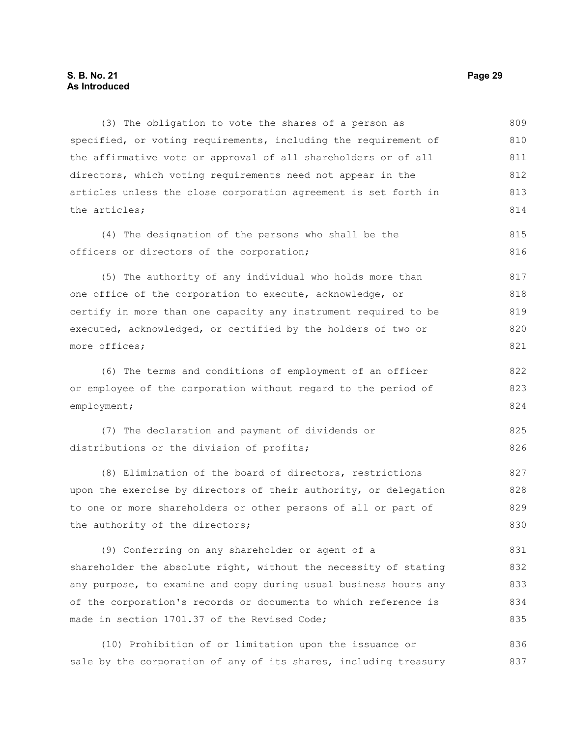(3) The obligation to vote the shares of a person as specified, or voting requirements, including the requirement of the affirmative vote or approval of all shareholders or of all directors, which voting requirements need not appear in the articles unless the close corporation agreement is set forth in the articles;

(4) The designation of the persons who shall be the officers or directors of the corporation;

(5) The authority of any individual who holds more than one office of the corporation to execute, acknowledge, or certify in more than one capacity any instrument required to be executed, acknowledged, or certified by the holders of two or more offices;

(6) The terms and conditions of employment of an officer or employee of the corporation without regard to the period of employment;

(7) The declaration and payment of dividends or distributions or the division of profits;

(8) Elimination of the board of directors, restrictions upon the exercise by directors of their authority, or delegation to one or more shareholders or other persons of all or part of the authority of the directors;

(9) Conferring on any shareholder or agent of a shareholder the absolute right, without the necessity of stating any purpose, to examine and copy during usual business hours any of the corporation's records or documents to which reference is made in section 1701.37 of the Revised Code;

(10) Prohibition of or limitation upon the issuance or sale by the corporation of any of its shares, including treasury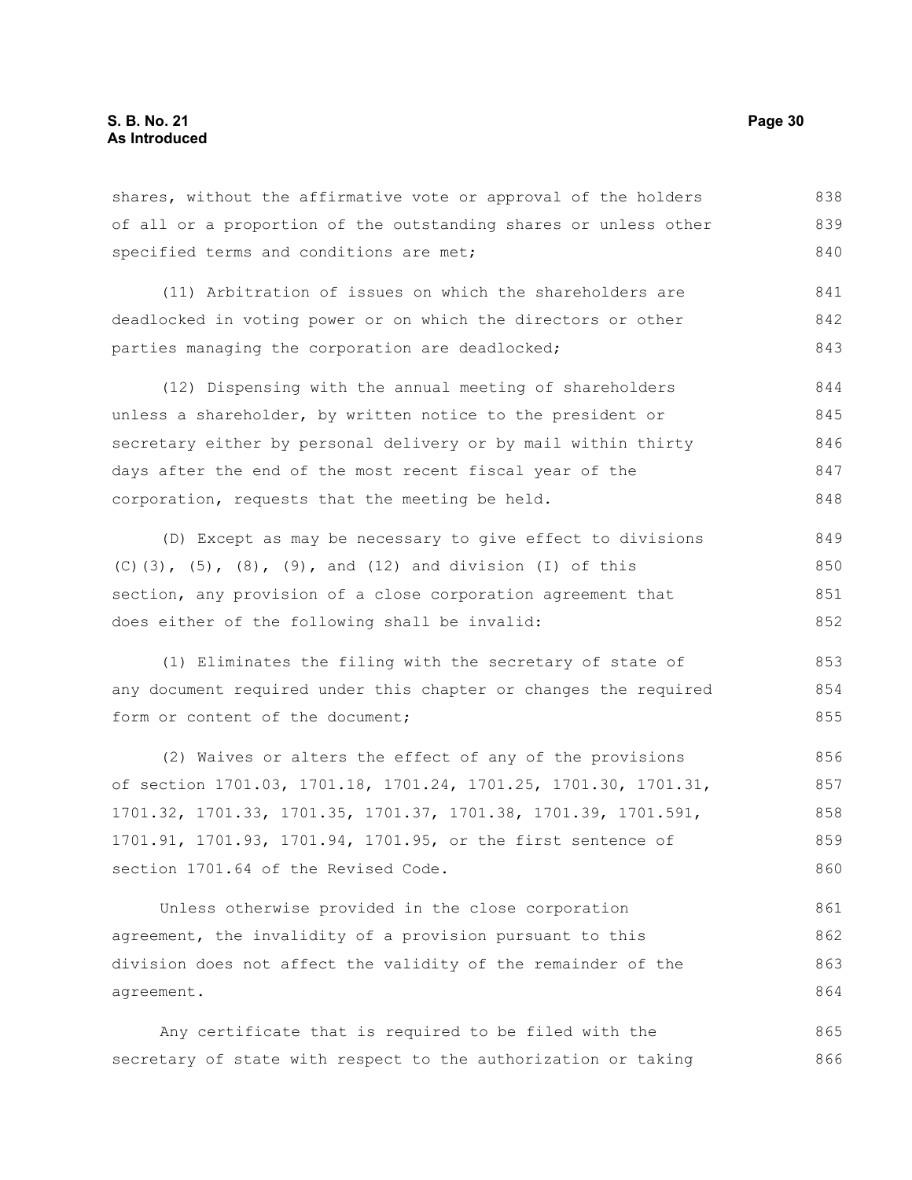shares, without the affirmative vote or approval of the holders of all or a proportion of the outstanding shares or unless other specified terms and conditions are met;

(11) Arbitration of issues on which the shareholders are deadlocked in voting power or on which the directors or other parties managing the corporation are deadlocked;

(12) Dispensing with the annual meeting of shareholders unless a shareholder, by written notice to the president or secretary either by personal delivery or by mail within thirty days after the end of the most recent fiscal year of the corporation, requests that the meeting be held.

(D) Except as may be necessary to give effect to divisions (C)(3), (5), (8), (9), and (12) and division (I) of this section, any provision of a close corporation agreement that does either of the following shall be invalid:

(1) Eliminates the filing with the secretary of state of any document required under this chapter or changes the required form or content of the document;

(2) Waives or alters the effect of any of the provisions of section 1701.03, 1701.18, 1701.24, 1701.25, 1701.30, 1701.31, 1701.32, 1701.33, 1701.35, 1701.37, 1701.38, 1701.39, 1701.591, 1701.91, 1701.93, 1701.94, 1701.95, or the first sentence of section 1701.64 of the Revised Code.

Unless otherwise provided in the close corporation agreement, the invalidity of a provision pursuant to this division does not affect the validity of the remainder of the agreement.

Any certificate that is required to be filed with the secretary of state with respect to the authorization or taking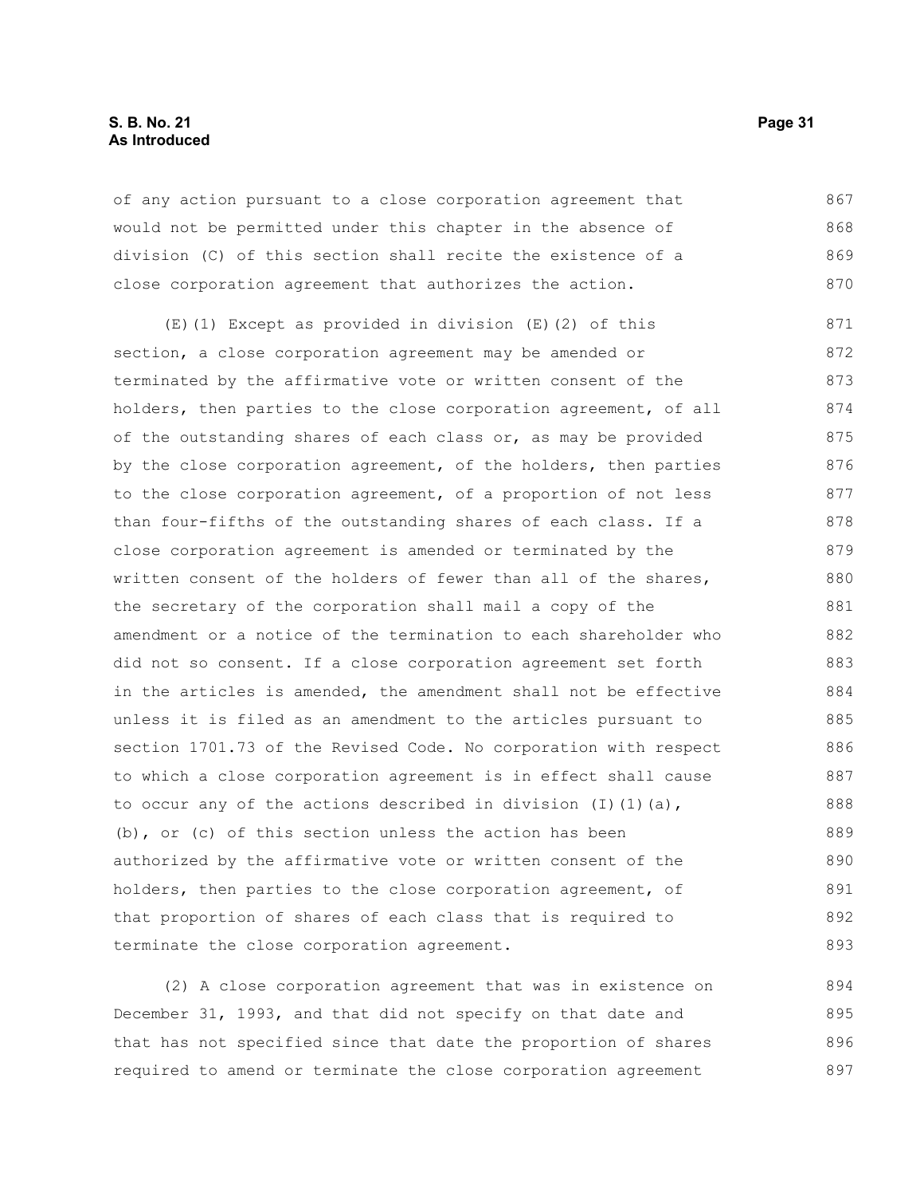of any action pursuant to a close corporation agreement that would not be permitted under this chapter in the absence of division (C) of this section shall recite the existence of a close corporation agreement that authorizes the action.

(E)(1) Except as provided in division (E)(2) of this section, a close corporation agreement may be amended or terminated by the affirmative vote or written consent of the holders, then parties to the close corporation agreement, of all of the outstanding shares of each class or, as may be provided by the close corporation agreement, of the holders, then parties to the close corporation agreement, of a proportion of not less than four-fifths of the outstanding shares of each class. If a close corporation agreement is amended or terminated by the written consent of the holders of fewer than all of the shares, the secretary of the corporation shall mail a copy of the amendment or a notice of the termination to each shareholder who did not so consent. If a close corporation agreement set forth in the articles is amended, the amendment shall not be effective unless it is filed as an amendment to the articles pursuant to section 1701.73 of the Revised Code. No corporation with respect to which a close corporation agreement is in effect shall cause to occur any of the actions described in division (I)(1)(a), (b), or (c) of this section unless the action has been authorized by the affirmative vote or written consent of the holders, then parties to the close corporation agreement, of that proportion of shares of each class that is required to terminate the close corporation agreement.

(2) A close corporation agreement that was in existence on December 31, 1993, and that did not specify on that date and that has not specified since that date the proportion of shares required to amend or terminate the close corporation agreement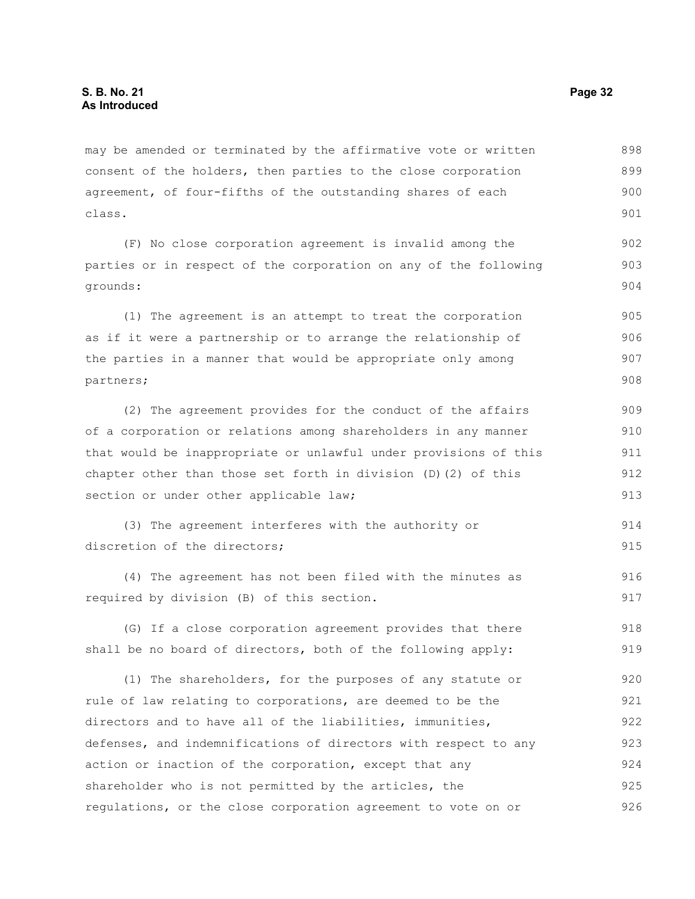may be amended or terminated by the affirmative vote or written consent of the holders, then parties to the close corporation agreement, of four-fifths of the outstanding shares of each class.

(F) No close corporation agreement is invalid among the parties or in respect of the corporation on any of the following grounds:

(1) The agreement is an attempt to treat the corporation as if it were a partnership or to arrange the relationship of the parties in a manner that would be appropriate only among partners;

(2) The agreement provides for the conduct of the affairs of a corporation or relations among shareholders in any manner that would be inappropriate or unlawful under provisions of this chapter other than those set forth in division (D)(2) of this section or under other applicable law;

(3) The agreement interferes with the authority or discretion of the directors;

(4) The agreement has not been filed with the minutes as required by division (B) of this section.

(G) If a close corporation agreement provides that there shall be no board of directors, both of the following apply:

(1) The shareholders, for the purposes of any statute or rule of law relating to corporations, are deemed to be the directors and to have all of the liabilities, immunities, defenses, and indemnifications of directors with respect to any action or inaction of the corporation, except that any shareholder who is not permitted by the articles, the regulations, or the close corporation agreement to vote on or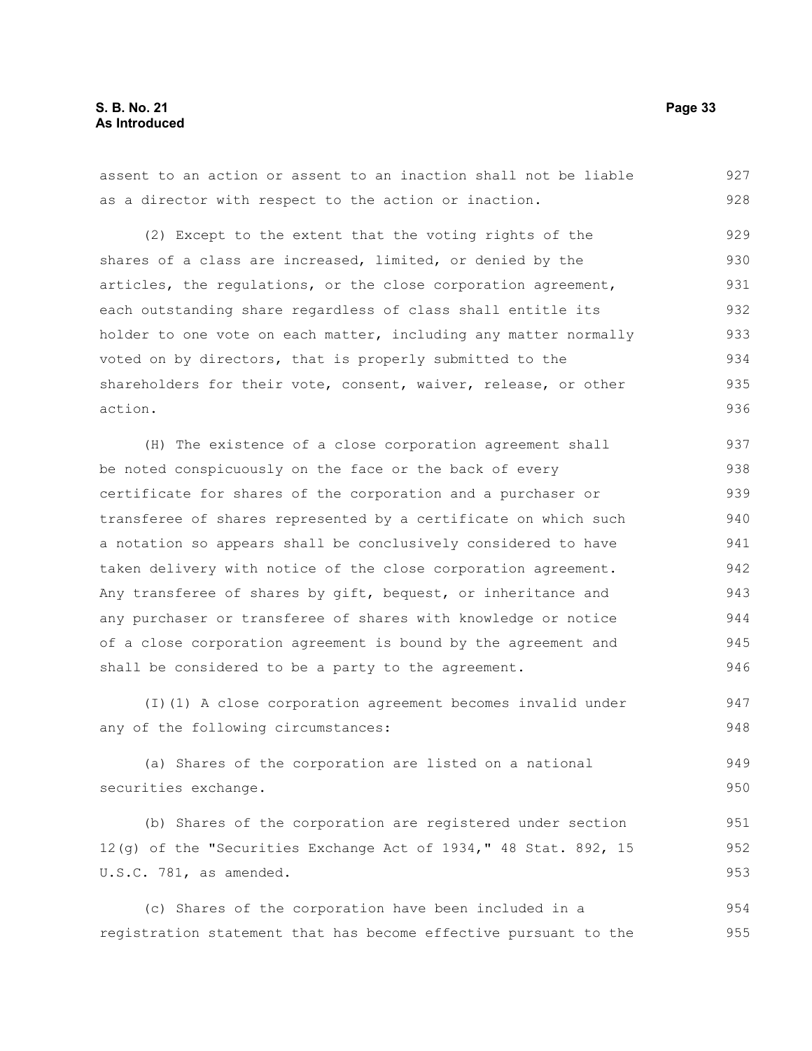assent to an action or assent to an inaction shall not be liable as a director with respect to the action or inaction.

(2) Except to the extent that the voting rights of the shares of a class are increased, limited, or denied by the articles, the regulations, or the close corporation agreement, each outstanding share regardless of class shall entitle its holder to one vote on each matter, including any matter normally voted on by directors, that is properly submitted to the shareholders for their vote, consent, waiver, release, or other action.

(H) The existence of a close corporation agreement shall be noted conspicuously on the face or the back of every certificate for shares of the corporation and a purchaser or transferee of shares represented by a certificate on which such a notation so appears shall be conclusively considered to have taken delivery with notice of the close corporation agreement. Any transferee of shares by gift, bequest, or inheritance and any purchaser or transferee of shares with knowledge or notice of a close corporation agreement is bound by the agreement and shall be considered to be a party to the agreement.

(I)(1) A close corporation agreement becomes invalid under any of the following circumstances:

(a) Shares of the corporation are listed on a national securities exchange.

(b) Shares of the corporation are registered under section 12(g) of the "Securities Exchange Act of 1934," 48 Stat. 892, 15 U.S.C. 781, as amended.

(c) Shares of the corporation have been included in a registration statement that has become effective pursuant to the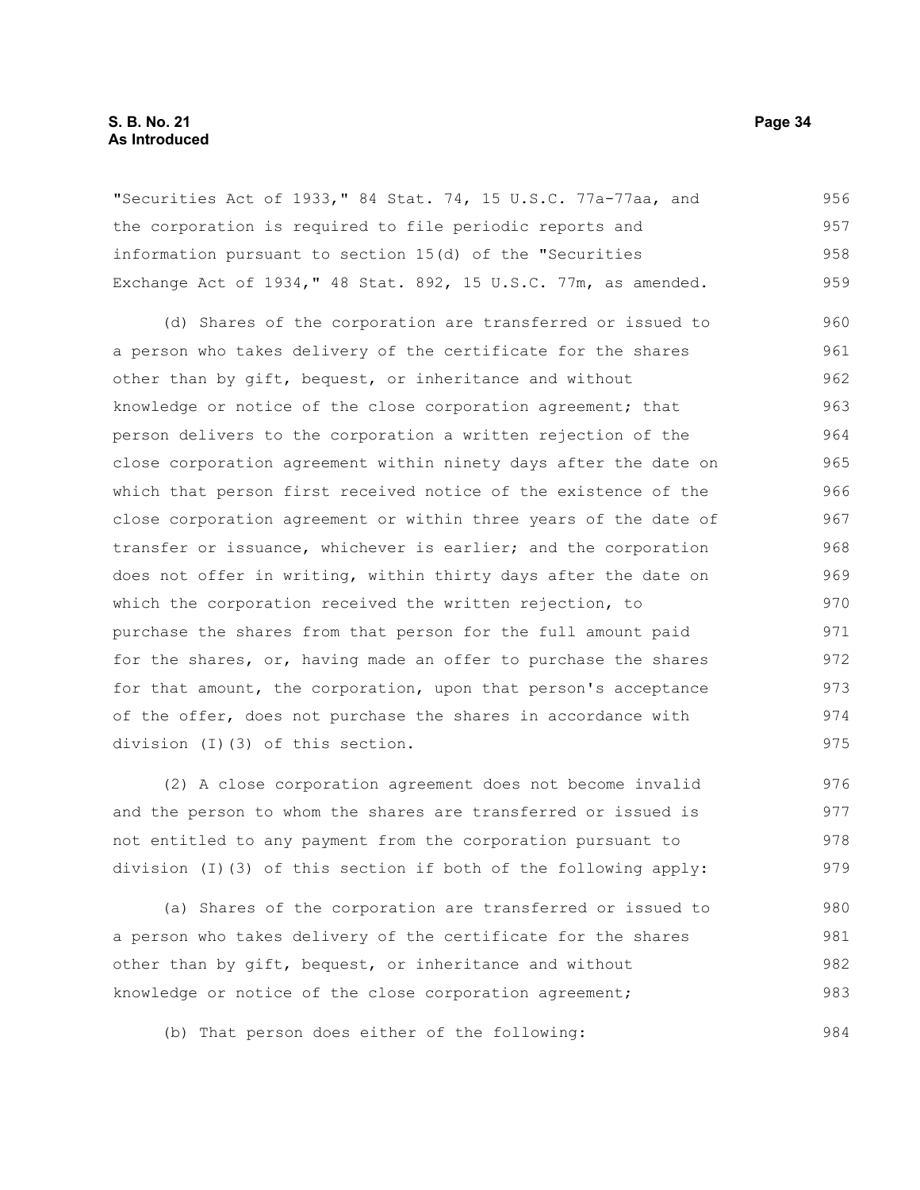"Securities Act of 1933," 84 Stat. 74, 15 U.S.C. 77a-77aa, and the corporation is required to file periodic reports and information pursuant to section 15(d) of the "Securities Exchange Act of 1934," 48 Stat. 892, 15 U.S.C. 77m, as amended.

(d) Shares of the corporation are transferred or issued to a person who takes delivery of the certificate for the shares other than by gift, bequest, or inheritance and without knowledge or notice of the close corporation agreement; that person delivers to the corporation a written rejection of the close corporation agreement within ninety days after the date on which that person first received notice of the existence of the close corporation agreement or within three years of the date of transfer or issuance, whichever is earlier; and the corporation does not offer in writing, within thirty days after the date on which the corporation received the written rejection, to purchase the shares from that person for the full amount paid for the shares, or, having made an offer to purchase the shares for that amount, the corporation, upon that person's acceptance of the offer, does not purchase the shares in accordance with division (I)(3) of this section.

(2) A close corporation agreement does not become invalid and the person to whom the shares are transferred or issued is not entitled to any payment from the corporation pursuant to division (I)(3) of this section if both of the following apply:

(a) Shares of the corporation are transferred or issued to a person who takes delivery of the certificate for the shares other than by gift, bequest, or inheritance and without knowledge or notice of the close corporation agreement;

(b) That person does either of the following: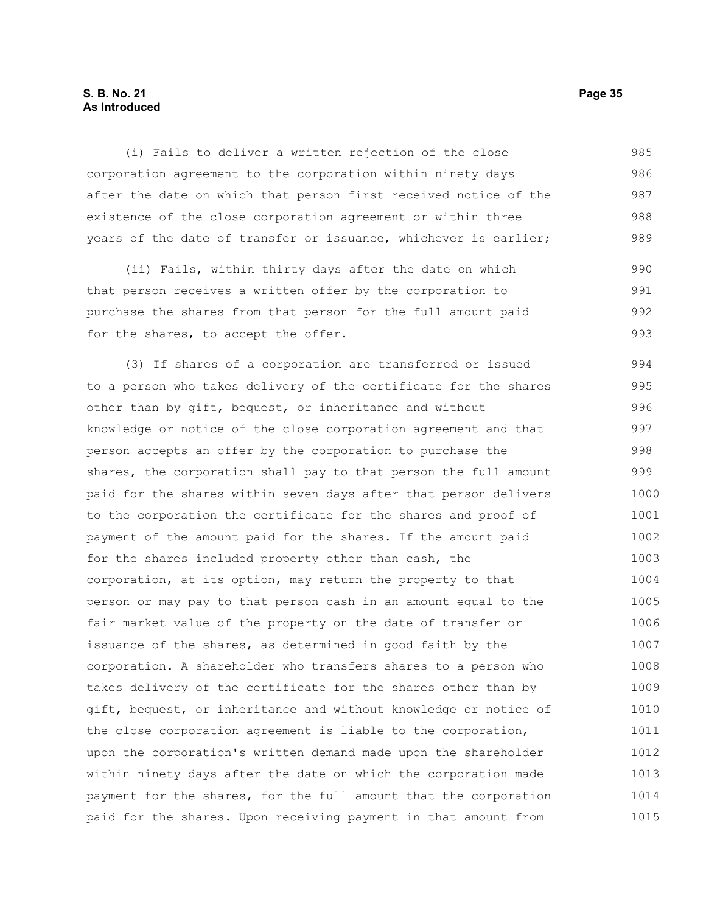(i) Fails to deliver a written rejection of the close corporation agreement to the corporation within ninety days after the date on which that person first received notice of the existence of the close corporation agreement or within three years of the date of transfer or issuance, whichever is earlier;

(ii) Fails, within thirty days after the date on which that person receives a written offer by the corporation to purchase the shares from that person for the full amount paid for the shares, to accept the offer.

(3) If shares of a corporation are transferred or issued to a person who takes delivery of the certificate for the shares other than by gift, bequest, or inheritance and without knowledge or notice of the close corporation agreement and that person accepts an offer by the corporation to purchase the shares, the corporation shall pay to that person the full amount paid for the shares within seven days after that person delivers to the corporation the certificate for the shares and proof of payment of the amount paid for the shares. If the amount paid for the shares included property other than cash, the corporation, at its option, may return the property to that person or may pay to that person cash in an amount equal to the fair market value of the property on the date of transfer or issuance of the shares, as determined in good faith by the corporation. A shareholder who transfers shares to a person who takes delivery of the certificate for the shares other than by gift, bequest, or inheritance and without knowledge or notice of the close corporation agreement is liable to the corporation, upon the corporation's written demand made upon the shareholder within ninety days after the date on which the corporation made payment for the shares, for the full amount that the corporation paid for the shares. Upon receiving payment in that amount from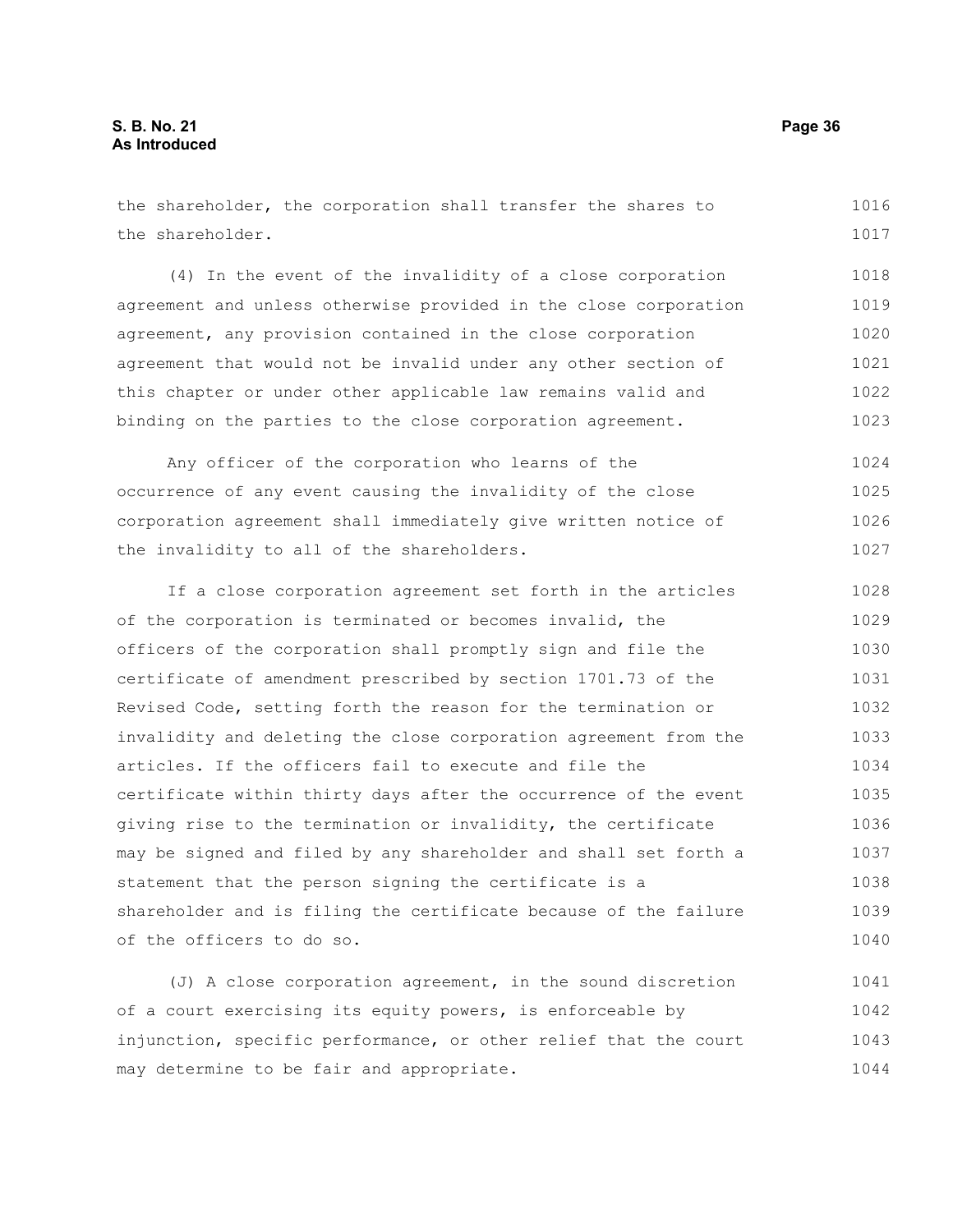the shareholder, the corporation shall transfer the shares to the shareholder.

(4) In the event of the invalidity of a close corporation agreement and unless otherwise provided in the close corporation agreement, any provision contained in the close corporation agreement that would not be invalid under any other section of this chapter or under other applicable law remains valid and binding on the parties to the close corporation agreement.

Any officer of the corporation who learns of the occurrence of any event causing the invalidity of the close corporation agreement shall immediately give written notice of the invalidity to all of the shareholders.

If a close corporation agreement set forth in the articles of the corporation is terminated or becomes invalid, the officers of the corporation shall promptly sign and file the certificate of amendment prescribed by section 1701.73 of the Revised Code, setting forth the reason for the termination or invalidity and deleting the close corporation agreement from the articles. If the officers fail to execute and file the certificate within thirty days after the occurrence of the event giving rise to the termination or invalidity, the certificate may be signed and filed by any shareholder and shall set forth a statement that the person signing the certificate is a shareholder and is filing the certificate because of the failure of the officers to do so.

(J) A close corporation agreement, in the sound discretion of a court exercising its equity powers, is enforceable by injunction, specific performance, or other relief that the court may determine to be fair and appropriate.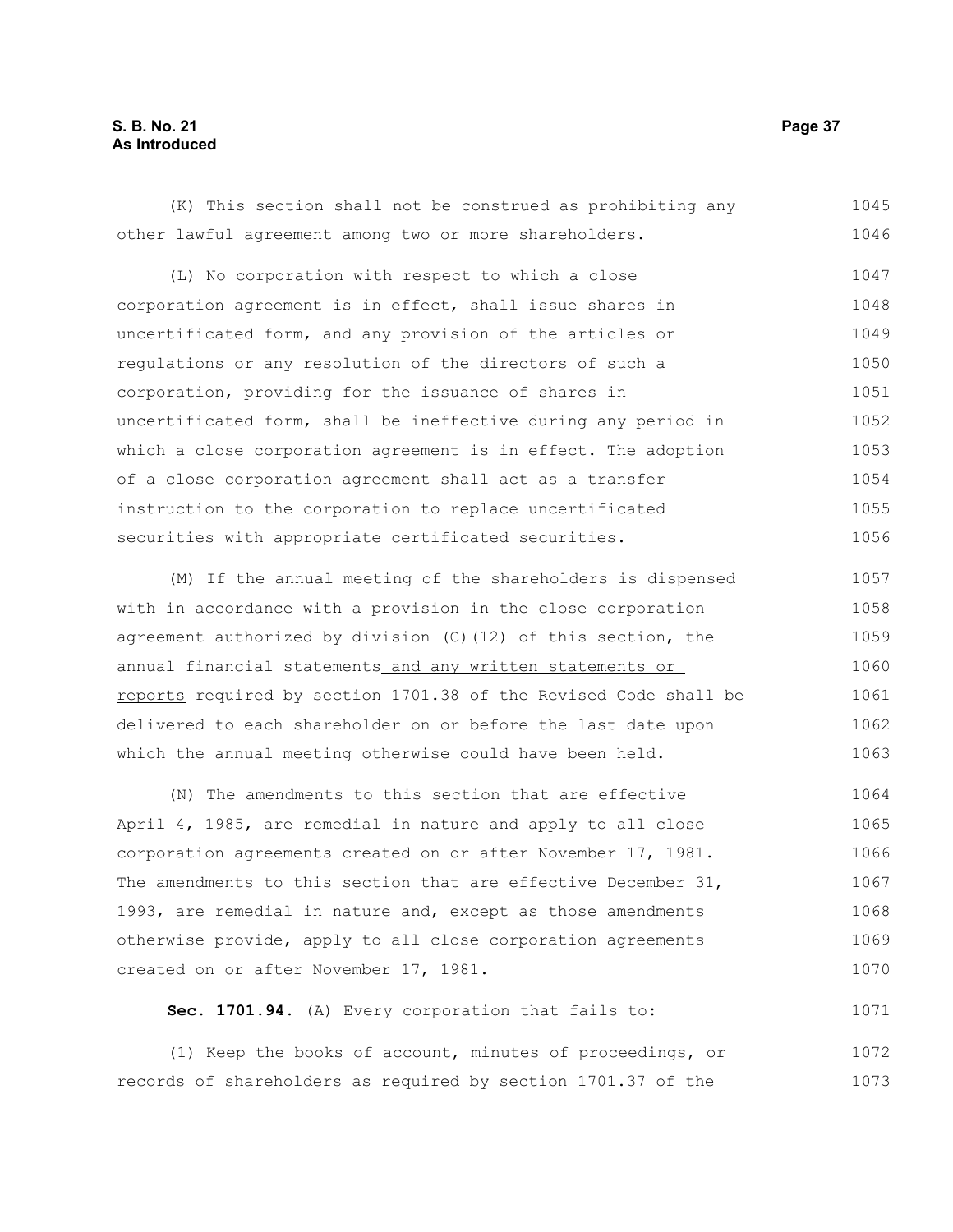(K) This section shall not be construed as prohibiting any other lawful agreement among two or more shareholders.

(L) No corporation with respect to which a close corporation agreement is in effect, shall issue shares in uncertificated form, and any provision of the articles or regulations or any resolution of the directors of such a corporation, providing for the issuance of shares in uncertificated form, shall be ineffective during any period in which a close corporation agreement is in effect. The adoption of a close corporation agreement shall act as a transfer instruction to the corporation to replace uncertificated securities with appropriate certificated securities.

(M) If the annual meeting of the shareholders is dispensed with in accordance with a provision in the close corporation agreement authorized by division (C)(12) of this section, the annual financial statements and any written statements or reports required by section 1701.38 of the Revised Code shall be delivered to each shareholder on or before the last date upon which the annual meeting otherwise could have been held.

(N) The amendments to this section that are effective April 4, 1985, are remedial in nature and apply to all close corporation agreements created on or after November 17, 1981. The amendments to this section that are effective December 31, 1993, are remedial in nature and, except as those amendments otherwise provide, apply to all close corporation agreements created on or after November 17, 1981.

**Sec. 1701.94.** (A) Every corporation that fails to:

(1) Keep the books of account, minutes of proceedings, or records of shareholders as required by section 1701.37 of the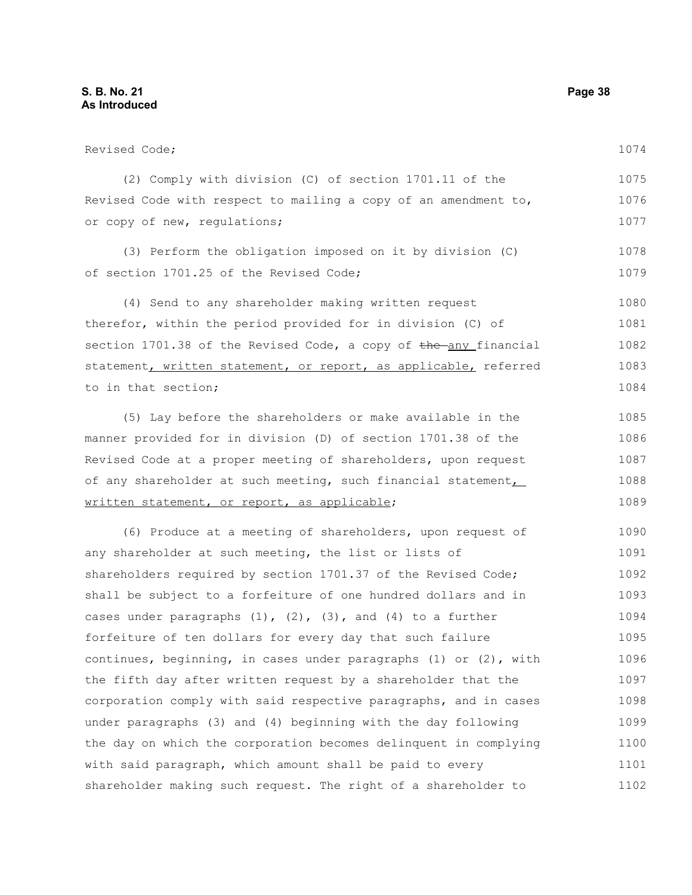Revised Code;

(2) Comply with division (C) of section 1701.11 of the Revised Code with respect to mailing a copy of an amendment to, or copy of new, regulations;

(3) Perform the obligation imposed on it by division (C) of section 1701.25 of the Revised Code;

(4) Send to any shareholder making written request therefor, within the period provided for in division (C) of section 1701.38 of the Revised Code, a copy of ~~the~~ any financial statement, written statement, or report, as applicable, referred to in that section;

(5) Lay before the shareholders or make available in the manner provided for in division (D) of section 1701.38 of the Revised Code at a proper meeting of shareholders, upon request of any shareholder at such meeting, such financial statement, written statement, or report, as applicable;

(6) Produce at a meeting of shareholders, upon request of any shareholder at such meeting, the list or lists of shareholders required by section 1701.37 of the Revised Code; shall be subject to a forfeiture of one hundred dollars and in cases under paragraphs (1), (2), (3), and (4) to a further forfeiture of ten dollars for every day that such failure continues, beginning, in cases under paragraphs (1) or (2), with the fifth day after written request by a shareholder that the corporation comply with said respective paragraphs, and in cases under paragraphs (3) and (4) beginning with the day following the day on which the corporation becomes delinquent in complying with said paragraph, which amount shall be paid to every shareholder making such request. The right of a shareholder to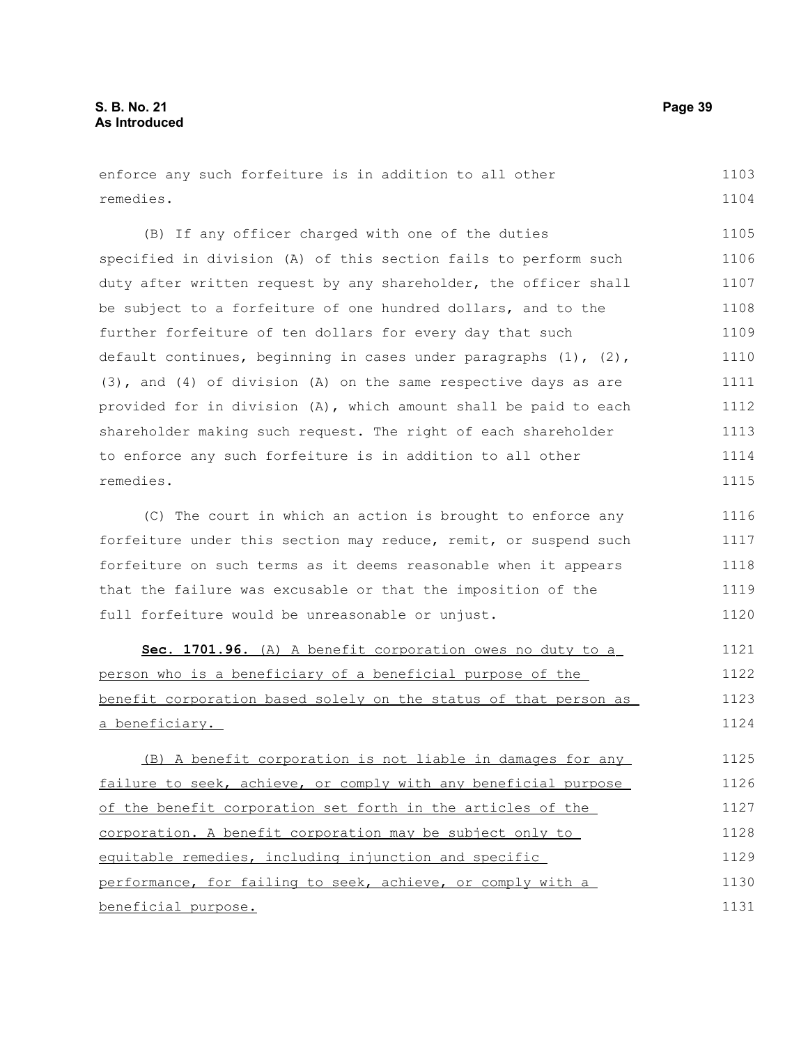enforce any such forfeiture is in addition to all other remedies.

(B) If any officer charged with one of the duties specified in division (A) of this section fails to perform such duty after written request by any shareholder, the officer shall be subject to a forfeiture of one hundred dollars, and to the further forfeiture of ten dollars for every day that such default continues, beginning in cases under paragraphs (1), (2), (3), and (4) of division (A) on the same respective days as are provided for in division (A), which amount shall be paid to each shareholder making such request. The right of each shareholder to enforce any such forfeiture is in addition to all other remedies.

(C) The court in which an action is brought to enforce any forfeiture under this section may reduce, remit, or suspend such forfeiture on such terms as it deems reasonable when it appears that the failure was excusable or that the imposition of the full forfeiture would be unreasonable or unjust.

**Sec. 1701.96.** (A) A benefit corporation owes no duty to a person who is a beneficiary of a beneficial purpose of the benefit corporation based solely on the status of that person as a beneficiary.

(B) A benefit corporation is not liable in damages for any failure to seek, achieve, or comply with any beneficial purpose of the benefit corporation set forth in the articles of the corporation. A benefit corporation may be subject only to equitable remedies, including injunction and specific performance, for failing to seek, achieve, or comply with a beneficial purpose.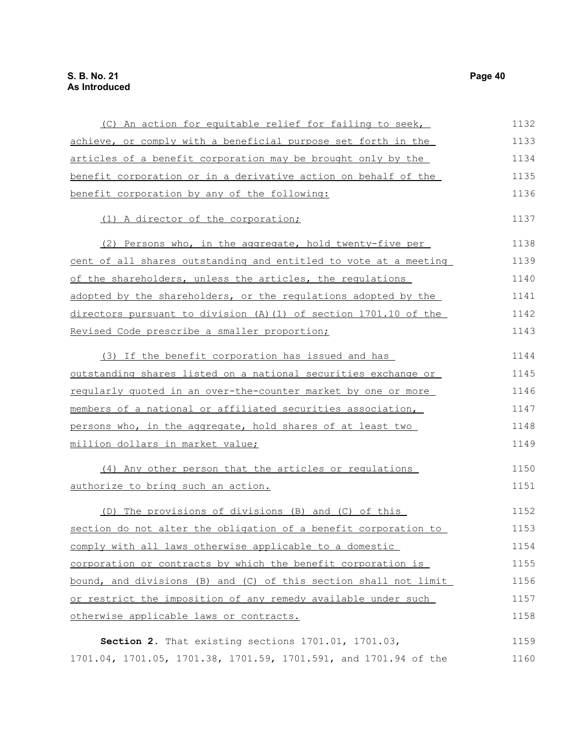(C) An action for equitable relief for failing to seek, achieve, or comply with a beneficial purpose set forth in the articles of a benefit corporation may be brought only by the benefit corporation or in a derivative action on behalf of the benefit corporation by any of the following:

(1) A director of the corporation;

(2) Persons who, in the aggregate, hold twenty-five per cent of all shares outstanding and entitled to vote at a meeting of the shareholders, unless the articles, the regulations adopted by the shareholders, or the regulations adopted by the directors pursuant to division (A)(1) of section 1701.10 of the Revised Code prescribe a smaller proportion;

(3) If the benefit corporation has issued and has outstanding shares listed on a national securities exchange or regularly quoted in an over-the-counter market by one or more members of a national or affiliated securities association, persons who, in the aggregate, hold shares of at least two million dollars in market value;

(4) Any other person that the articles or regulations authorize to bring such an action.

(D) The provisions of divisions (B) and (C) of this section do not alter the obligation of a benefit corporation to comply with all laws otherwise applicable to a domestic corporation or contracts by which the benefit corporation is bound, and divisions (B) and (C) of this section shall not limit or restrict the imposition of any remedy available under such otherwise applicable laws or contracts.

**Section 2.** That existing sections 1701.01, 1701.03, 1701.04, 1701.05, 1701.38, 1701.59, 1701.591, and 1701.94 of the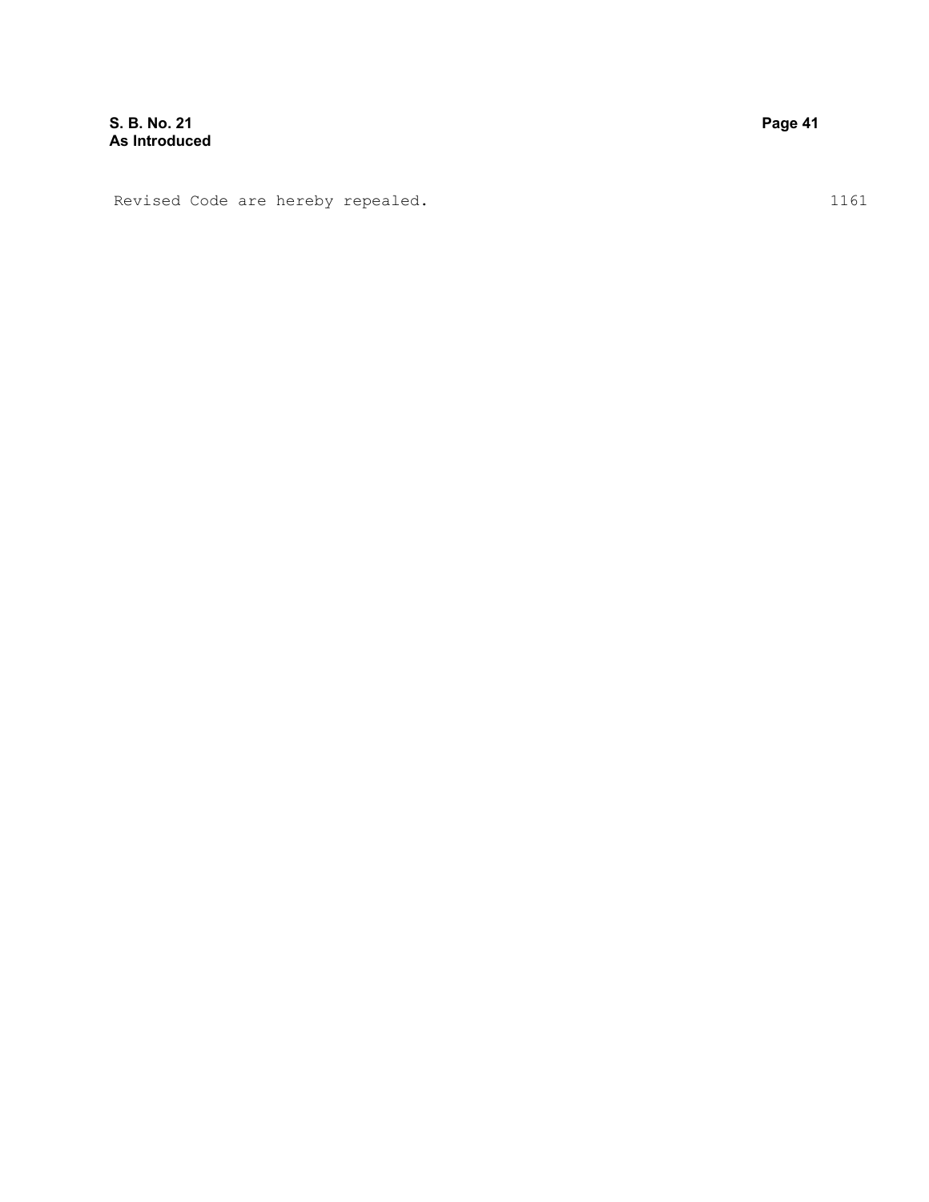Revised Code are hereby repealed. 1161